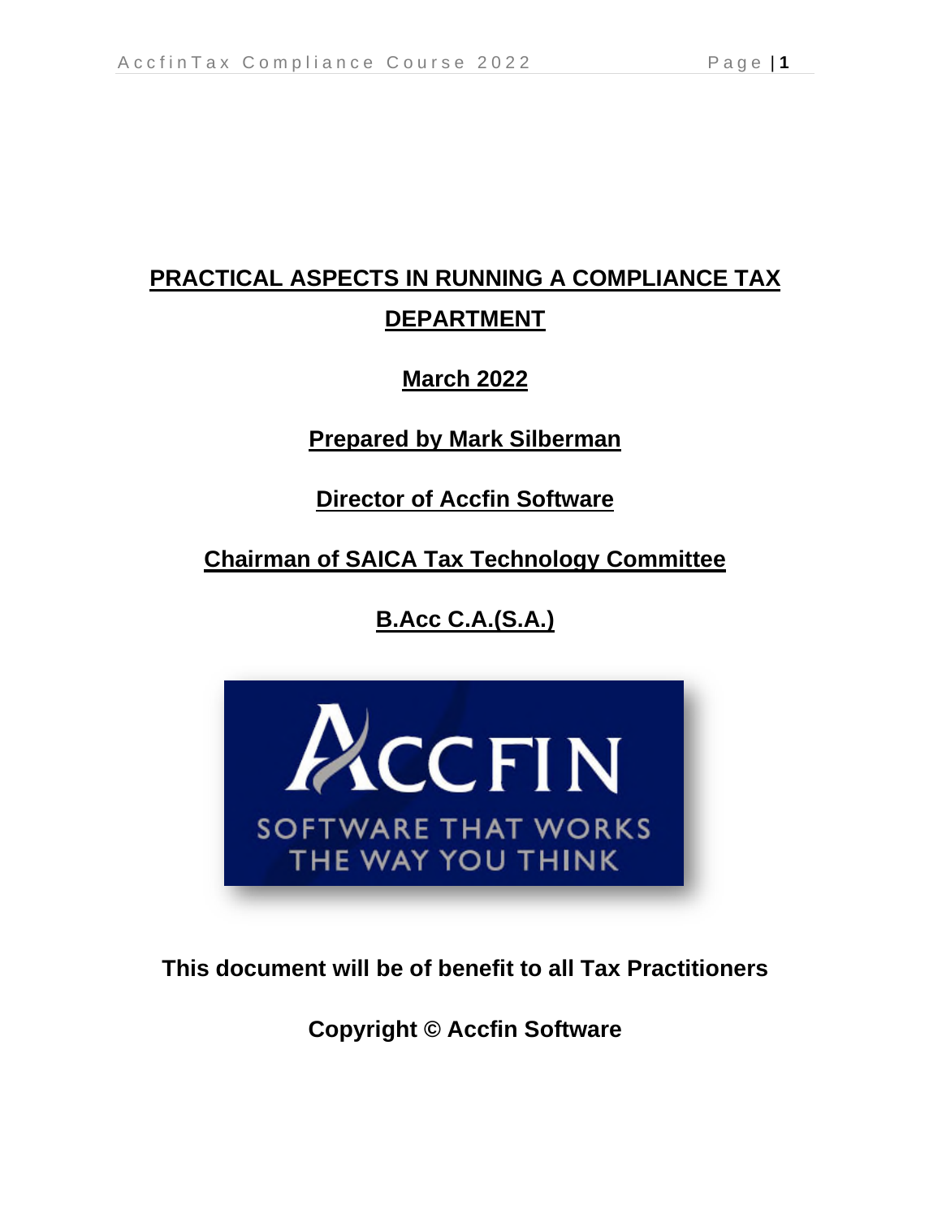# PRACTICAL ASPECTS IN RUNNING A COMPLIANCE TAX DEPARTMENT

**March 2022**

**Prepared by Mark Silberman**

**Director of Accfin Software**

**Chairman of SAICA Tax Technology Committee**

**B.Acc C.A.(S.A.)**

**This document will be of benefit to all Tax Practitioners**

**Copyright © Accfin Software**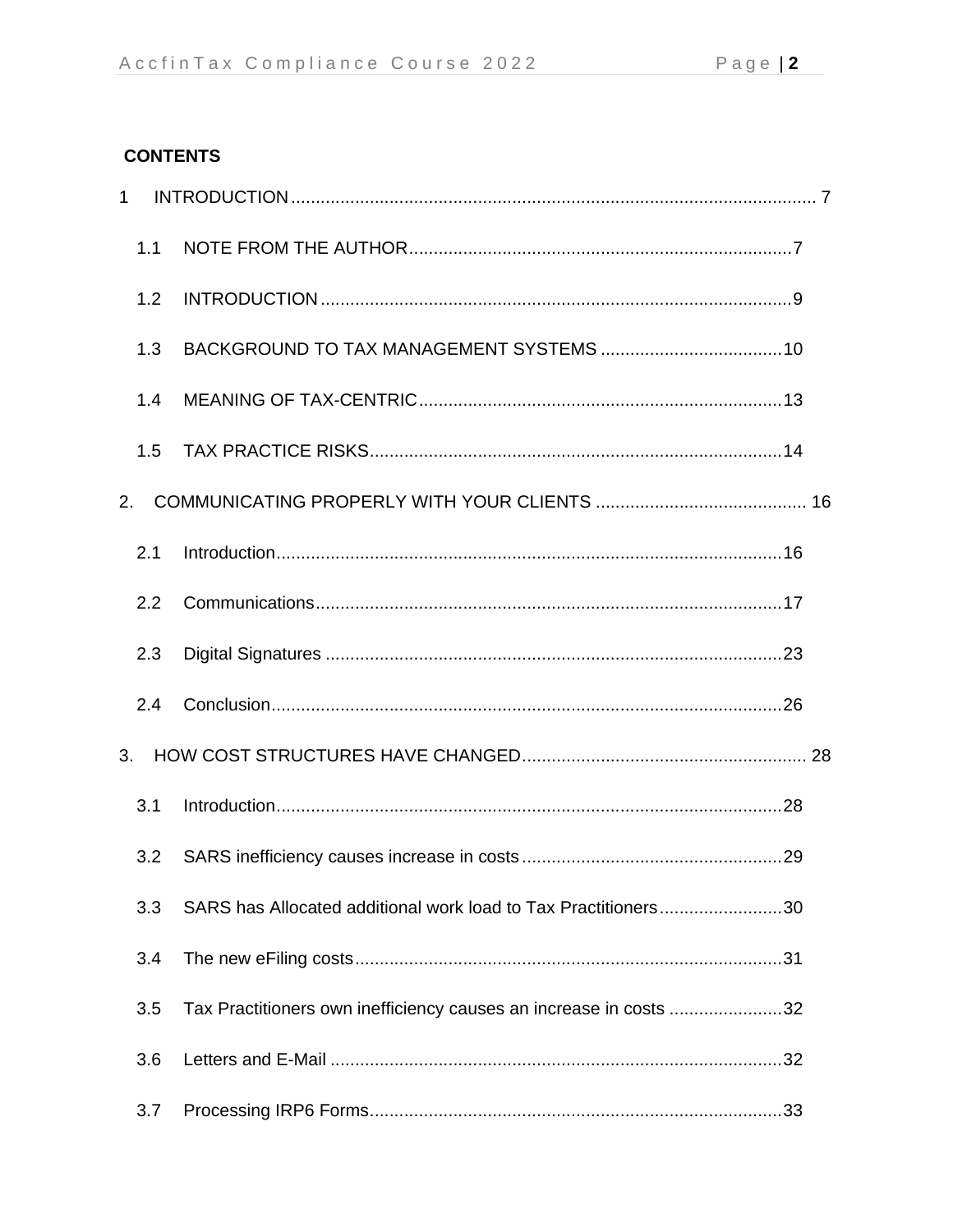**CONTENTS**

1 INTRODUCTION ........................................................................................................ 7

  1.1 NOTE FROM THE AUTHOR .............................................................................7

  1.2 INTRODUCTION ...............................................................................................9

  1.3 BACKGROUND TO TAX MANAGEMENT SYSTEMS .....................................10

  1.4 MEANING OF TAX-CENTRIC .........................................................................13

  1.5 TAX PRACTICE RISKS ....................................................................................14

2. COMMUNICATING PROPERLY WITH YOUR CLIENTS ........................................... 16

  2.1 Introduction ......................................................................................................16

  2.2 Communications ...............................................................................................17

  2.3 Digital Signatures .............................................................................................23

  2.4 Conclusion ........................................................................................................26

3. HOW COST STRUCTURES HAVE CHANGED ......................................................... 28

  3.1 Introduction ......................................................................................................28

  3.2 SARS inefficiency causes increase in costs .....................................................29

  3.3 SARS has Allocated additional work load to Tax Practitioners .........................30

  3.4 The new eFiling costs .......................................................................................31

  3.5 Tax Practitioners own inefficiency causes an increase in costs .......................32

  3.6 Letters and E-Mail ............................................................................................32

  3.7 Processing IRP6 Forms ....................................................................................33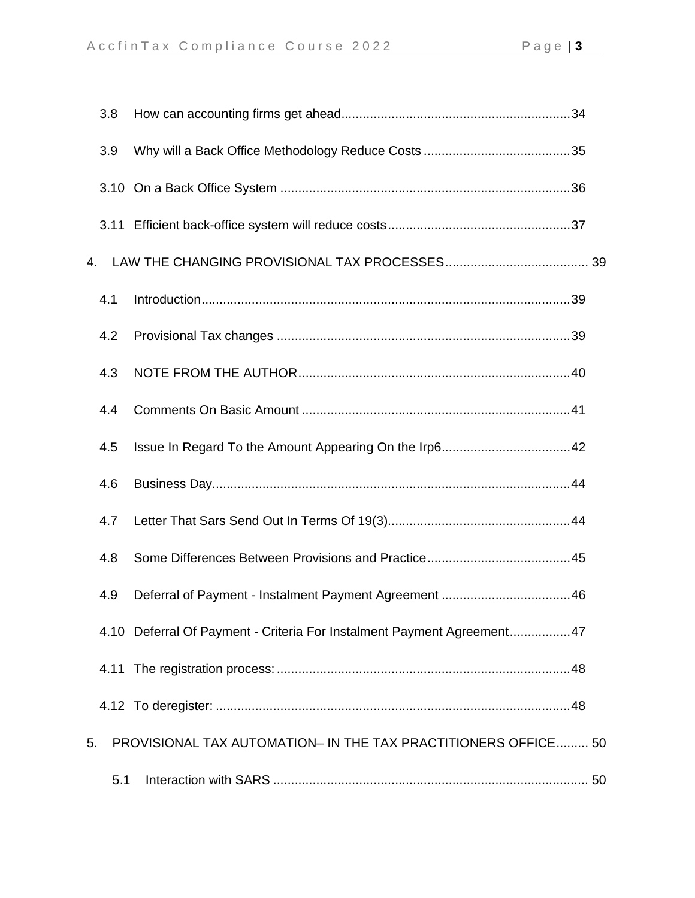3.8 How can accounting firms get ahead....34

3.9 Why will a Back Office Methodology Reduce Costs....35

3.10 On a Back Office System....36

3.11 Efficient back-office system will reduce costs....37

4. LAW THE CHANGING PROVISIONAL TAX PROCESSES....39

4.1 Introduction....39

4.2 Provisional Tax changes....39

4.3 NOTE FROM THE AUTHOR....40

4.4 Comments On Basic Amount....41

4.5 Issue In Regard To the Amount Appearing On the Irp6....42

4.6 Business Day....44

4.7 Letter That Sars Send Out In Terms Of 19(3)....44

4.8 Some Differences Between Provisions and Practice....45

4.9 Deferral of Payment - Instalment Payment Agreement....46

4.10 Deferral Of Payment - Criteria For Instalment Payment Agreement....47

4.11 The registration process:....48

4.12 To deregister:....48

5. PROVISIONAL TAX AUTOMATION– IN THE TAX PRACTITIONERS OFFICE....50

5.1 Interaction with SARS....50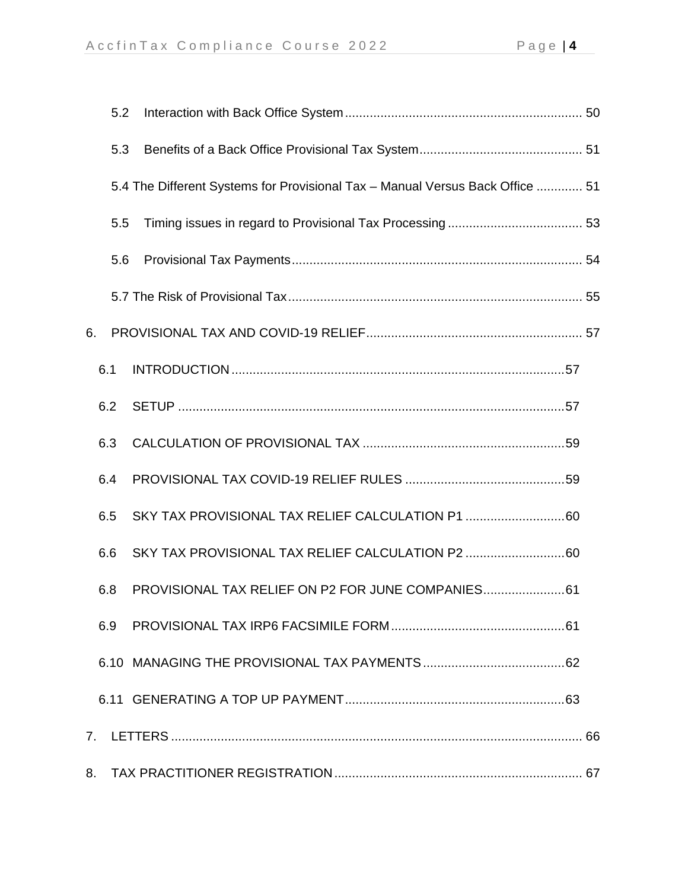5.2 Interaction with Back Office System .................................................................... 50

5.3 Benefits of a Back Office Provisional Tax System ............................................. 51

5.4 The Different Systems for Provisional Tax – Manual Versus Back Office ............. 51

5.5 Timing issues in regard to Provisional Tax Processing ...................................... 53

5.6 Provisional Tax Payments ................................................................................. 54

5.7 The Risk of Provisional Tax .................................................................................. 55

6. PROVISIONAL TAX AND COVID-19 RELIEF ............................................................ 57

6.1 INTRODUCTION ............................................................................................. 57

6.2 SETUP ............................................................................................................ 57

6.3 CALCULATION OF PROVISIONAL TAX ......................................................... 59

6.4 PROVISIONAL TAX COVID-19 RELIEF RULES ............................................. 59

6.5 SKY TAX PROVISIONAL TAX RELIEF CALCULATION P1 ............................ 60

6.6 SKY TAX PROVISIONAL TAX RELIEF CALCULATION P2 ............................ 60

6.8 PROVISIONAL TAX RELIEF ON P2 FOR JUNE COMPANIES ....................... 61

6.9 PROVISIONAL TAX IRP6 FACSIMILE FORM ................................................. 61

6.10 MANAGING THE PROVISIONAL TAX PAYMENTS ........................................ 62

6.11 GENERATING A TOP UP PAYMENT .............................................................. 63

7. LETTERS .................................................................................................................. 66

8. TAX PRACTITIONER REGISTRATION ..................................................................... 67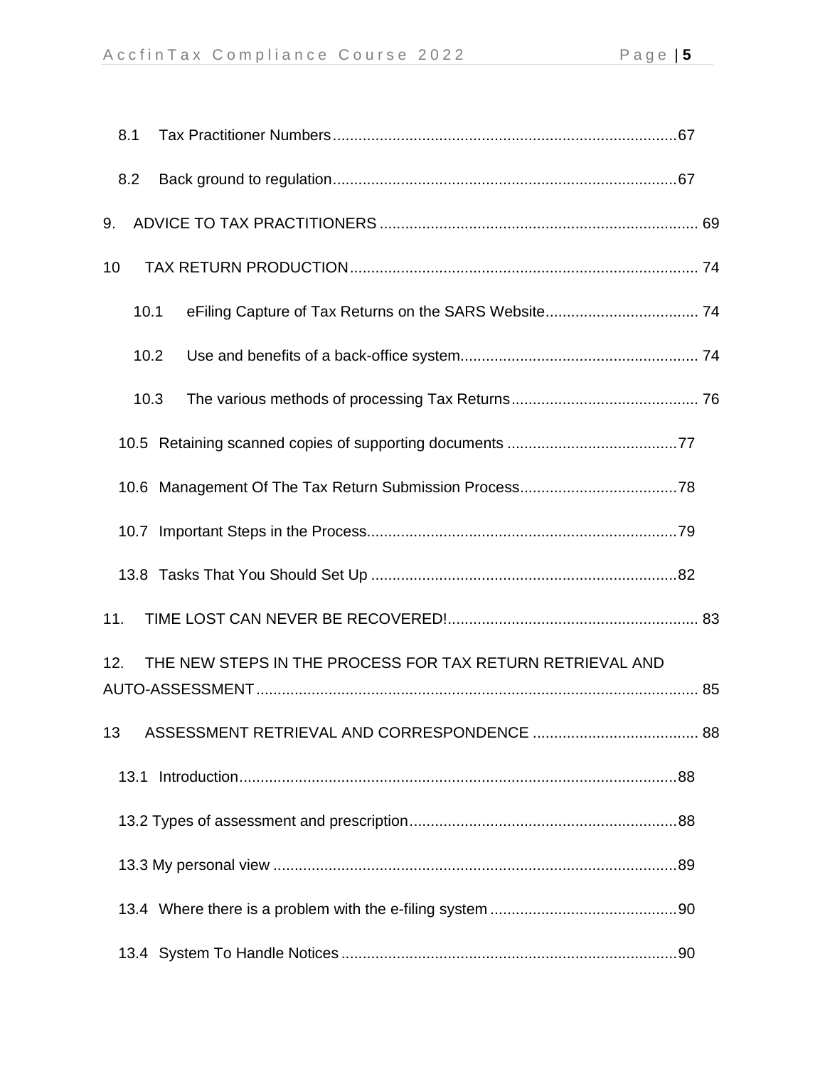8.1 Tax Practitioner Numbers .................................................................................67

8.2 Back ground to regulation.................................................................................67

9. ADVICE TO TAX PRACTITIONERS ........................................................................ 69

10 TAX RETURN PRODUCTION................................................................................ 74

10.1 eFiling Capture of Tax Returns on the SARS Website.................................... 74

10.2 Use and benefits of a back-office system....................................................... 74

10.3 The various methods of processing Tax Returns............................................ 76

10.5 Retaining scanned copies of supporting documents ........................................77

10.6 Management Of The Tax Return Submission Process.....................................78

10.7 Important Steps in the Process.........................................................................79

13.8 Tasks That You Should Set Up ........................................................................82

11. TIME LOST CAN NEVER BE RECOVERED!.......................................................... 83

12. THE NEW STEPS IN THE PROCESS FOR TAX RETURN RETRIEVAL AND AUTO-ASSESSMENT....................................................................................................... 85

13 ASSESSMENT RETRIEVAL AND CORRESPONDENCE ....................................... 88

13.1 Introduction.......................................................................................................88

13.2 Types of assessment and prescription..............................................................88

13.3 My personal view ...............................................................................................89

13.4 Where there is a problem with the e-filing system ............................................90

13.4 System To Handle Notices ...............................................................................90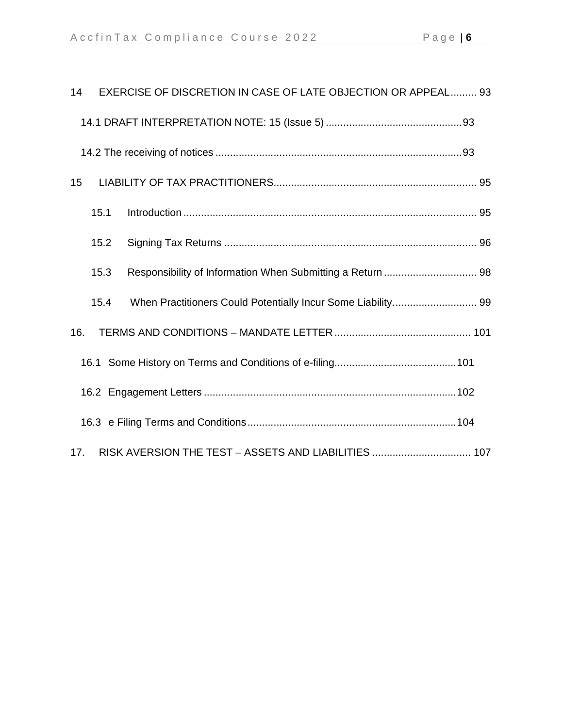14 EXERCISE OF DISCRETION IN CASE OF LATE OBJECTION OR APPEAL......... 93

14.1 DRAFT INTERPRETATION NOTE: 15 (Issue 5) ............................................... 93

14.2 The receiving of notices ..................................................................................... 93

15 LIABILITY OF TAX PRACTITIONERS..................................................................... 95

15.1 Introduction .................................................................................................... 95

15.2 Signing Tax Returns ...................................................................................... 96

15.3 Responsibility of Information When Submitting a Return ................................ 98

15.4 When Practitioners Could Potentially Incur Some Liability............................. 99

16. TERMS AND CONDITIONS – MANDATE LETTER ............................................... 101

16.1 Some History on Terms and Conditions of e-filing.......................................... 101

16.2 Engagement Letters ....................................................................................... 102

16.3 e Filing Terms and Conditions........................................................................ 104

17. RISK AVERSION THE TEST – ASSETS AND LIABILITIES .................................. 107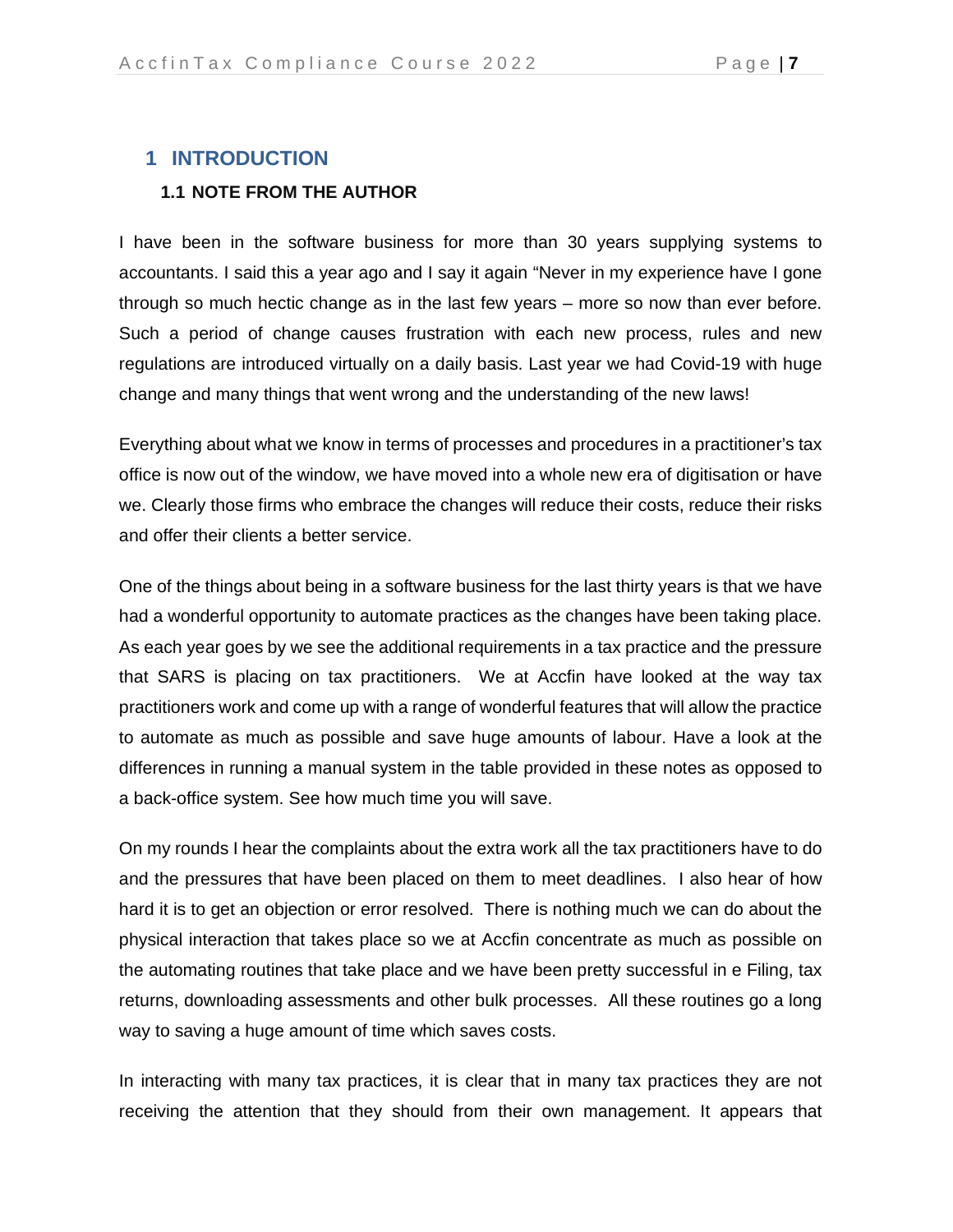# 1 INTRODUCTION

## 1.1 NOTE FROM THE AUTHOR

I have been in the software business for more than 30 years supplying systems to accountants. I said this a year ago and I say it again "Never in my experience have I gone through so much hectic change as in the last few years – more so now than ever before. Such a period of change causes frustration with each new process, rules and new regulations are introduced virtually on a daily basis. Last year we had Covid-19 with huge change and many things that went wrong and the understanding of the new laws!

Everything about what we know in terms of processes and procedures in a practitioner's tax office is now out of the window, we have moved into a whole new era of digitisation or have we. Clearly those firms who embrace the changes will reduce their costs, reduce their risks and offer their clients a better service.

One of the things about being in a software business for the last thirty years is that we have had a wonderful opportunity to automate practices as the changes have been taking place. As each year goes by we see the additional requirements in a tax practice and the pressure that SARS is placing on tax practitioners. We at Accfin have looked at the way tax practitioners work and come up with a range of wonderful features that will allow the practice to automate as much as possible and save huge amounts of labour. Have a look at the differences in running a manual system in the table provided in these notes as opposed to a back-office system. See how much time you will save.

On my rounds I hear the complaints about the extra work all the tax practitioners have to do and the pressures that have been placed on them to meet deadlines. I also hear of how hard it is to get an objection or error resolved. There is nothing much we can do about the physical interaction that takes place so we at Accfin concentrate as much as possible on the automating routines that take place and we have been pretty successful in e Filing, tax returns, downloading assessments and other bulk processes. All these routines go a long way to saving a huge amount of time which saves costs.

In interacting with many tax practices, it is clear that in many tax practices they are not receiving the attention that they should from their own management. It appears that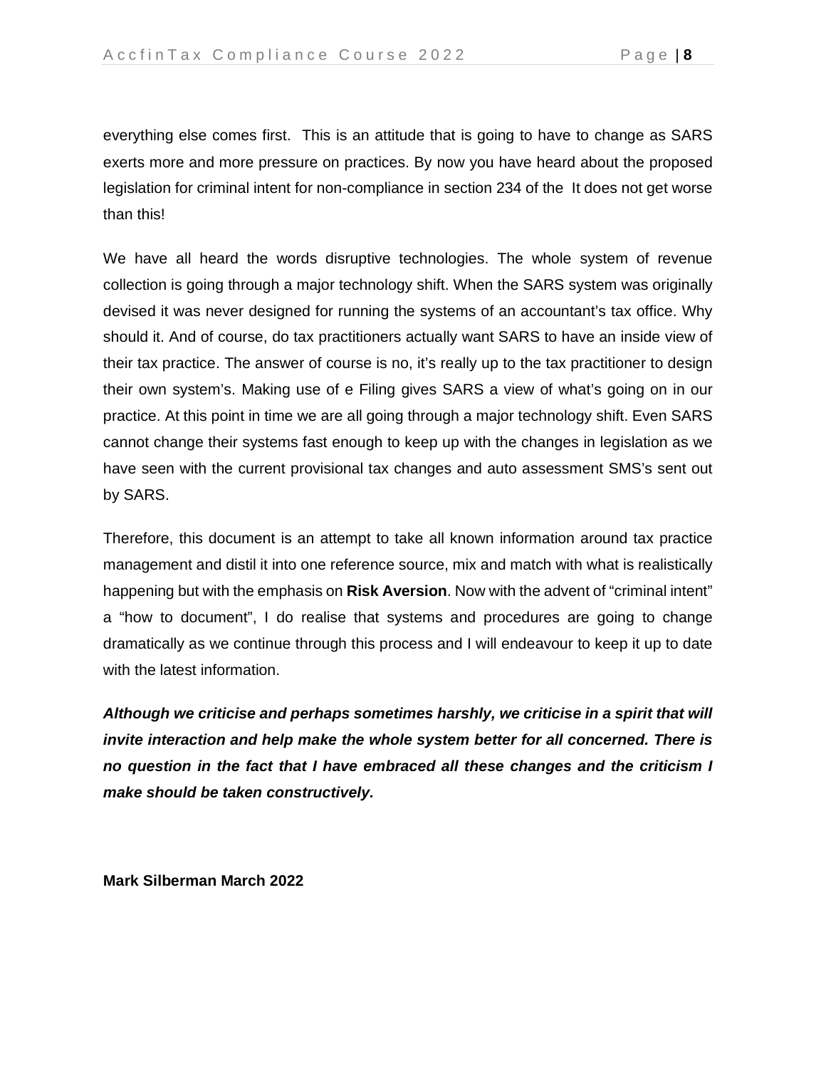everything else comes first. This is an attitude that is going to have to change as SARS exerts more and more pressure on practices. By now you have heard about the proposed legislation for criminal intent for non-compliance in section 234 of the It does not get worse than this!

We have all heard the words disruptive technologies. The whole system of revenue collection is going through a major technology shift. When the SARS system was originally devised it was never designed for running the systems of an accountant's tax office. Why should it. And of course, do tax practitioners actually want SARS to have an inside view of their tax practice. The answer of course is no, it's really up to the tax practitioner to design their own system's. Making use of e Filing gives SARS a view of what's going on in our practice. At this point in time we are all going through a major technology shift. Even SARS cannot change their systems fast enough to keep up with the changes in legislation as we have seen with the current provisional tax changes and auto assessment SMS's sent out by SARS.

Therefore, this document is an attempt to take all known information around tax practice management and distil it into one reference source, mix and match with what is realistically happening but with the emphasis on **Risk Aversion**. Now with the advent of "criminal intent" a "how to document", I do realise that systems and procedures are going to change dramatically as we continue through this process and I will endeavour to keep it up to date with the latest information.

***Although we criticise and perhaps sometimes harshly, we criticise in a spirit that will invite interaction and help make the whole system better for all concerned. There is no question in the fact that I have embraced all these changes and the criticism I make should be taken constructively.***

**Mark Silberman March 2022**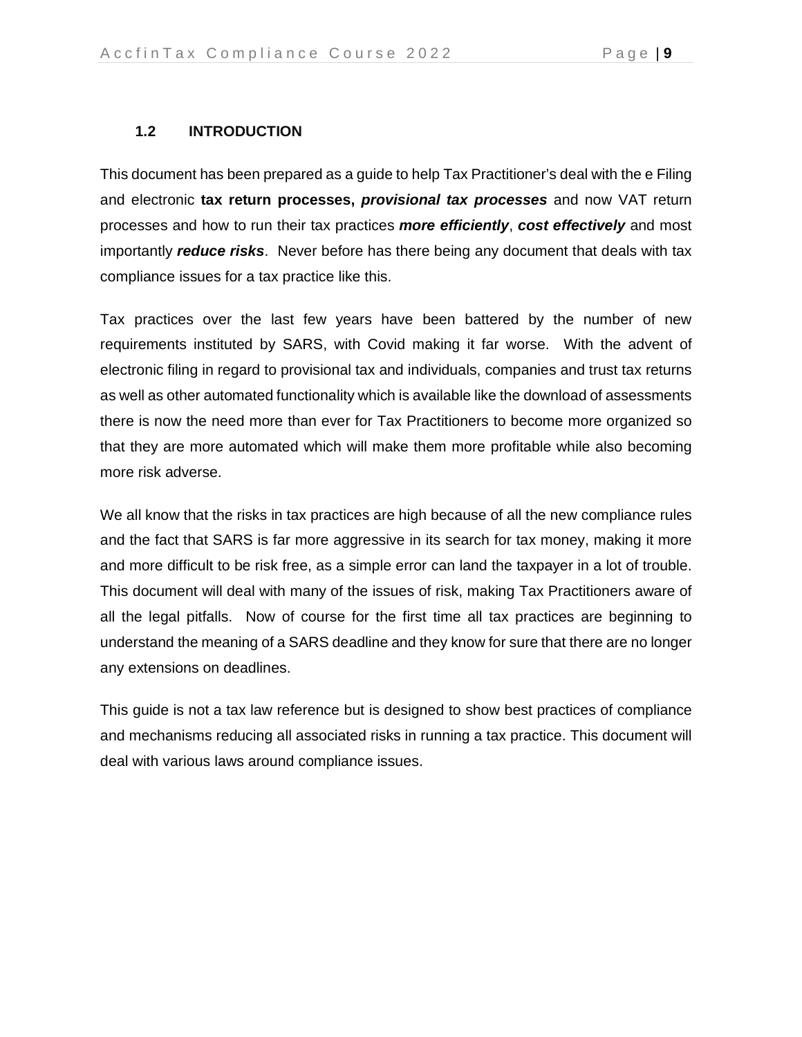## 1.2 INTRODUCTION

This document has been prepared as a guide to help Tax Practitioner's deal with the e Filing and electronic **tax return processes,** ***provisional tax processes*** and now VAT return processes and how to run their tax practices ***more efficiently***, ***cost effectively*** and most importantly ***reduce risks***. Never before has there being any document that deals with tax compliance issues for a tax practice like this.

Tax practices over the last few years have been battered by the number of new requirements instituted by SARS, with Covid making it far worse. With the advent of electronic filing in regard to provisional tax and individuals, companies and trust tax returns as well as other automated functionality which is available like the download of assessments there is now the need more than ever for Tax Practitioners to become more organized so that they are more automated which will make them more profitable while also becoming more risk adverse.

We all know that the risks in tax practices are high because of all the new compliance rules and the fact that SARS is far more aggressive in its search for tax money, making it more and more difficult to be risk free, as a simple error can land the taxpayer in a lot of trouble. This document will deal with many of the issues of risk, making Tax Practitioners aware of all the legal pitfalls. Now of course for the first time all tax practices are beginning to understand the meaning of a SARS deadline and they know for sure that there are no longer any extensions on deadlines.

This guide is not a tax law reference but is designed to show best practices of compliance and mechanisms reducing all associated risks in running a tax practice. This document will deal with various laws around compliance issues.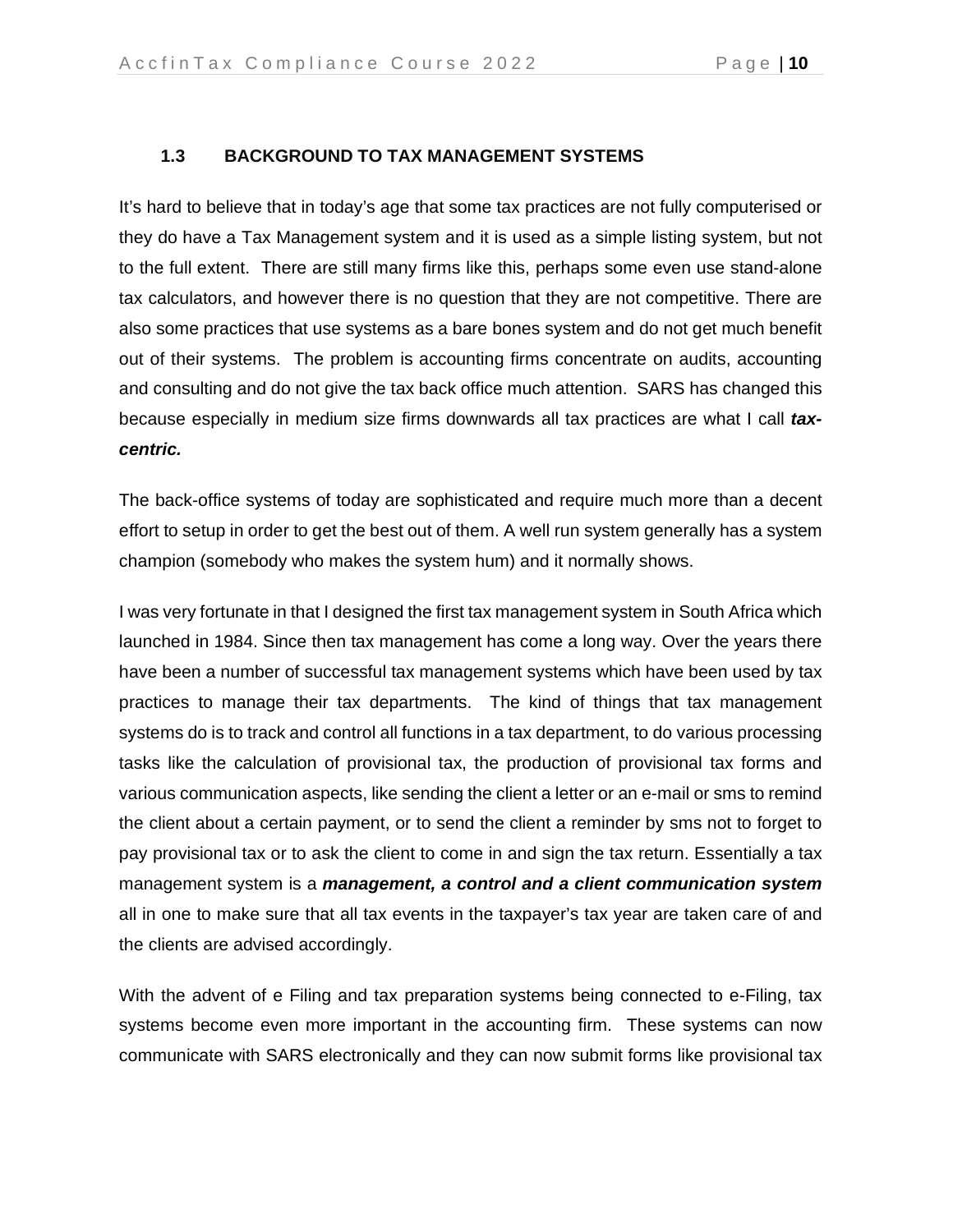### 1.3 BACKGROUND TO TAX MANAGEMENT SYSTEMS

It's hard to believe that in today's age that some tax practices are not fully computerised or they do have a Tax Management system and it is used as a simple listing system, but not to the full extent. There are still many firms like this, perhaps some even use stand-alone tax calculators, and however there is no question that they are not competitive. There are also some practices that use systems as a bare bones system and do not get much benefit out of their systems. The problem is accounting firms concentrate on audits, accounting and consulting and do not give the tax back office much attention. SARS has changed this because especially in medium size firms downwards all tax practices are what I call ***tax-centric.***

The back-office systems of today are sophisticated and require much more than a decent effort to setup in order to get the best out of them. A well run system generally has a system champion (somebody who makes the system hum) and it normally shows.

I was very fortunate in that I designed the first tax management system in South Africa which launched in 1984. Since then tax management has come a long way. Over the years there have been a number of successful tax management systems which have been used by tax practices to manage their tax departments. The kind of things that tax management systems do is to track and control all functions in a tax department, to do various processing tasks like the calculation of provisional tax, the production of provisional tax forms and various communication aspects, like sending the client a letter or an e-mail or sms to remind the client about a certain payment, or to send the client a reminder by sms not to forget to pay provisional tax or to ask the client to come in and sign the tax return. Essentially a tax management system is a ***management, a control and a client communication system*** all in one to make sure that all tax events in the taxpayer's tax year are taken care of and the clients are advised accordingly.

With the advent of e Filing and tax preparation systems being connected to e-Filing, tax systems become even more important in the accounting firm. These systems can now communicate with SARS electronically and they can now submit forms like provisional tax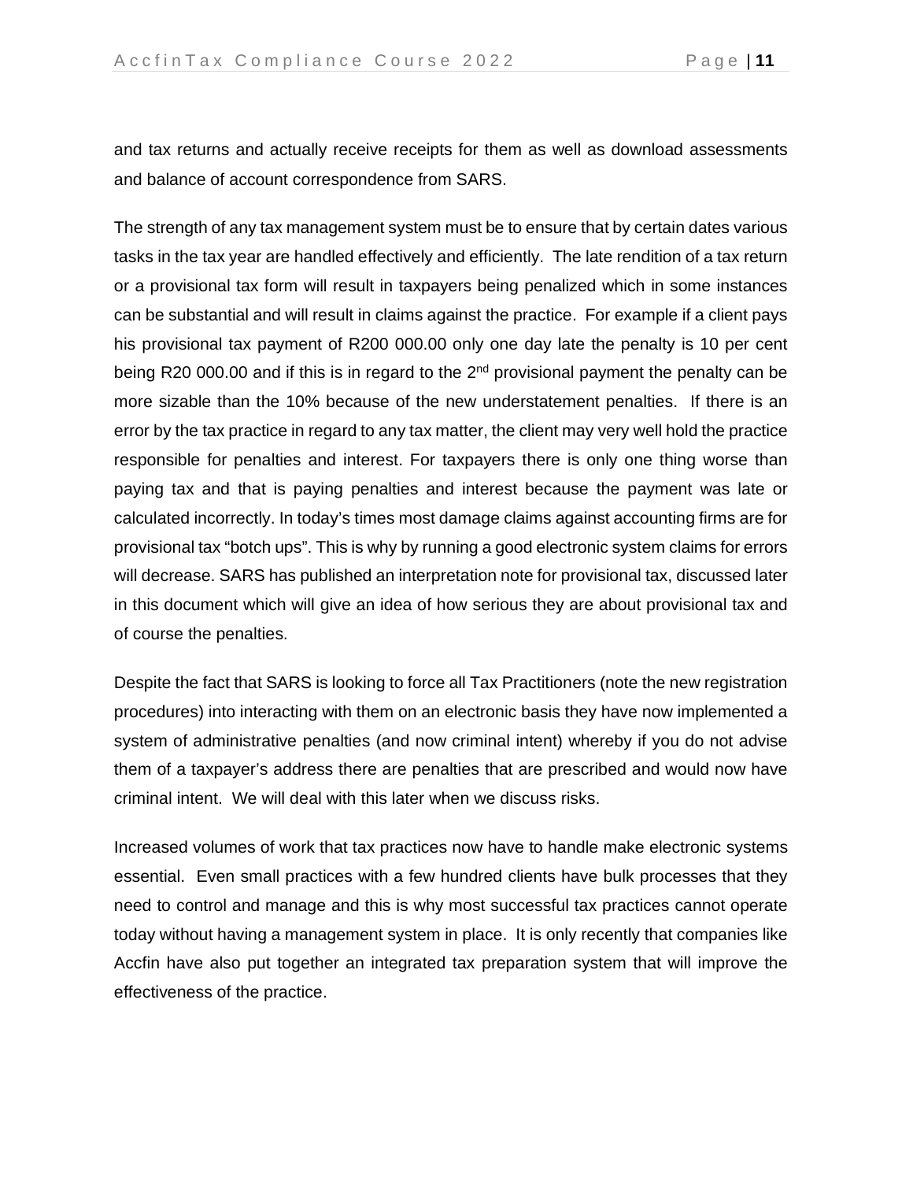and tax returns and actually receive receipts for them as well as download assessments and balance of account correspondence from SARS.

The strength of any tax management system must be to ensure that by certain dates various tasks in the tax year are handled effectively and efficiently. The late rendition of a tax return or a provisional tax form will result in taxpayers being penalized which in some instances can be substantial and will result in claims against the practice. For example if a client pays his provisional tax payment of R200 000.00 only one day late the penalty is 10 per cent being R20 000.00 and if this is in regard to the 2nd provisional payment the penalty can be more sizable than the 10% because of the new understatement penalties. If there is an error by the tax practice in regard to any tax matter, the client may very well hold the practice responsible for penalties and interest. For taxpayers there is only one thing worse than paying tax and that is paying penalties and interest because the payment was late or calculated incorrectly. In today's times most damage claims against accounting firms are for provisional tax "botch ups". This is why by running a good electronic system claims for errors will decrease. SARS has published an interpretation note for provisional tax, discussed later in this document which will give an idea of how serious they are about provisional tax and of course the penalties.

Despite the fact that SARS is looking to force all Tax Practitioners (note the new registration procedures) into interacting with them on an electronic basis they have now implemented a system of administrative penalties (and now criminal intent) whereby if you do not advise them of a taxpayer's address there are penalties that are prescribed and would now have criminal intent. We will deal with this later when we discuss risks.

Increased volumes of work that tax practices now have to handle make electronic systems essential. Even small practices with a few hundred clients have bulk processes that they need to control and manage and this is why most successful tax practices cannot operate today without having a management system in place. It is only recently that companies like Accfin have also put together an integrated tax preparation system that will improve the effectiveness of the practice.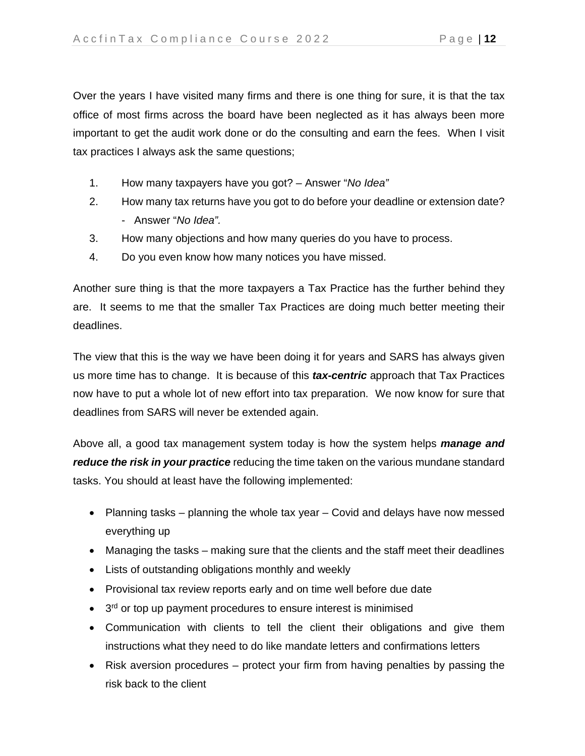Over the years I have visited many firms and there is one thing for sure, it is that the tax office of most firms across the board have been neglected as it has always been more important to get the audit work done or do the consulting and earn the fees. When I visit tax practices I always ask the same questions;

1. How many taxpayers have you got? – Answer "*No Idea"*
2. How many tax returns have you got to do before your deadline or extension date?
   - Answer "*No Idea".*
3. How many objections and how many queries do you have to process.
4. Do you even know how many notices you have missed.

Another sure thing is that the more taxpayers a Tax Practice has the further behind they are. It seems to me that the smaller Tax Practices are doing much better meeting their deadlines.

The view that this is the way we have been doing it for years and SARS has always given us more time has to change. It is because of this ***tax-centric*** approach that Tax Practices now have to put a whole lot of new effort into tax preparation. We now know for sure that deadlines from SARS will never be extended again.

Above all, a good tax management system today is how the system helps ***manage and reduce the risk in your practice*** reducing the time taken on the various mundane standard tasks. You should at least have the following implemented:

- Planning tasks – planning the whole tax year – Covid and delays have now messed everything up
- Managing the tasks – making sure that the clients and the staff meet their deadlines
- Lists of outstanding obligations monthly and weekly
- Provisional tax review reports early and on time well before due date
- 3rd or top up payment procedures to ensure interest is minimised
- Communication with clients to tell the client their obligations and give them instructions what they need to do like mandate letters and confirmations letters
- Risk aversion procedures – protect your firm from having penalties by passing the risk back to the client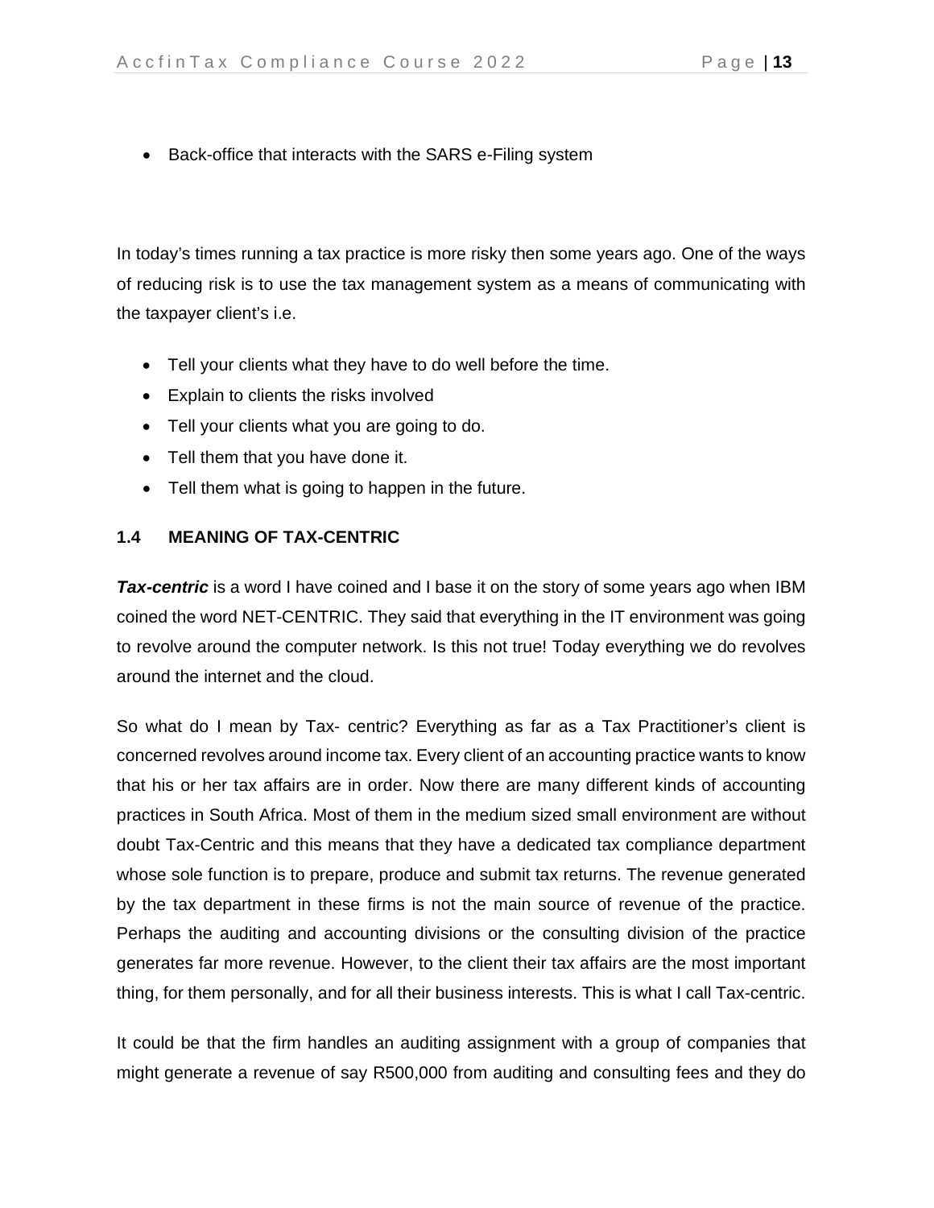- Back-office that interacts with the SARS e-Filing system

In today's times running a tax practice is more risky then some years ago. One of the ways of reducing risk is to use the tax management system as a means of communicating with the taxpayer client's i.e.

- Tell your clients what they have to do well before the time.
- Explain to clients the risks involved
- Tell your clients what you are going to do.
- Tell them that you have done it.
- Tell them what is going to happen in the future.

### 1.4 MEANING OF TAX-CENTRIC

***Tax-centric*** is a word I have coined and I base it on the story of some years ago when IBM coined the word NET-CENTRIC. They said that everything in the IT environment was going to revolve around the computer network. Is this not true! Today everything we do revolves around the internet and the cloud.

So what do I mean by Tax- centric? Everything as far as a Tax Practitioner's client is concerned revolves around income tax. Every client of an accounting practice wants to know that his or her tax affairs are in order. Now there are many different kinds of accounting practices in South Africa. Most of them in the medium sized small environment are without doubt Tax-Centric and this means that they have a dedicated tax compliance department whose sole function is to prepare, produce and submit tax returns. The revenue generated by the tax department in these firms is not the main source of revenue of the practice. Perhaps the auditing and accounting divisions or the consulting division of the practice generates far more revenue. However, to the client their tax affairs are the most important thing, for them personally, and for all their business interests. This is what I call Tax-centric.

It could be that the firm handles an auditing assignment with a group of companies that might generate a revenue of say R500,000 from auditing and consulting fees and they do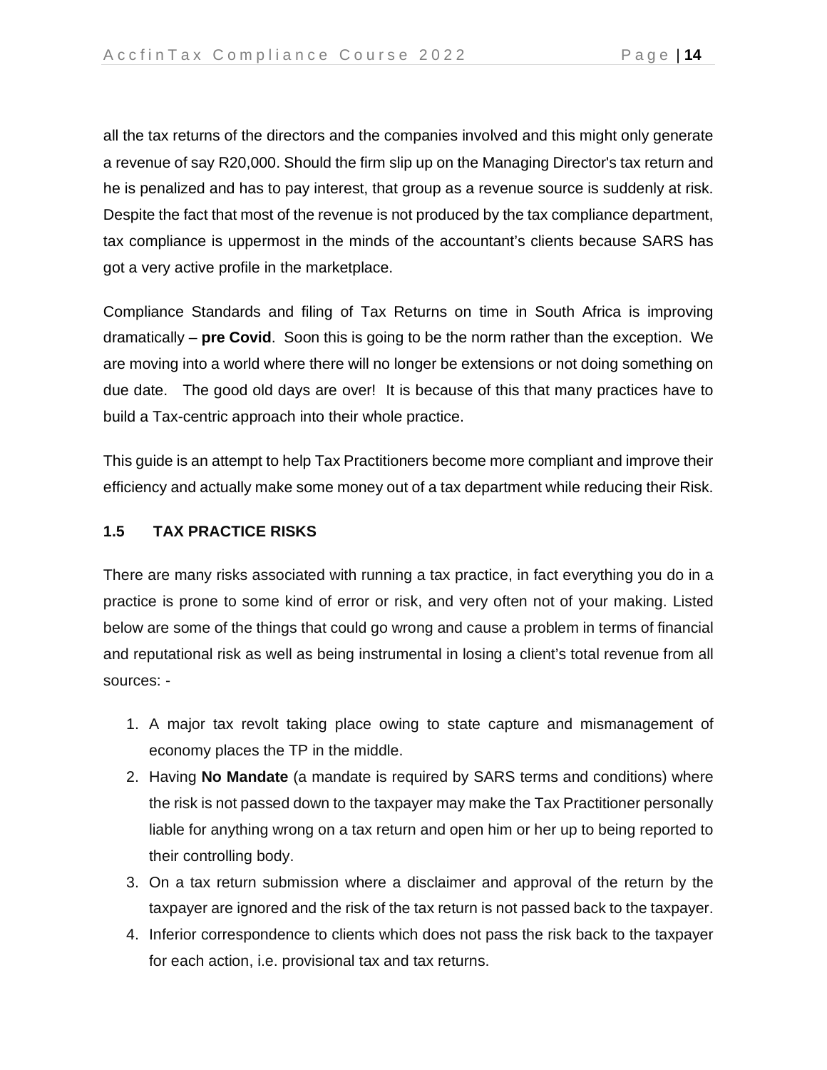all the tax returns of the directors and the companies involved and this might only generate a revenue of say R20,000. Should the firm slip up on the Managing Director's tax return and he is penalized and has to pay interest, that group as a revenue source is suddenly at risk. Despite the fact that most of the revenue is not produced by the tax compliance department, tax compliance is uppermost in the minds of the accountant's clients because SARS has got a very active profile in the marketplace.

Compliance Standards and filing of Tax Returns on time in South Africa is improving dramatically – **pre Covid**. Soon this is going to be the norm rather than the exception. We are moving into a world where there will no longer be extensions or not doing something on due date. The good old days are over! It is because of this that many practices have to build a Tax-centric approach into their whole practice.

This guide is an attempt to help Tax Practitioners become more compliant and improve their efficiency and actually make some money out of a tax department while reducing their Risk.

### 1.5 TAX PRACTICE RISKS

There are many risks associated with running a tax practice, in fact everything you do in a practice is prone to some kind of error or risk, and very often not of your making. Listed below are some of the things that could go wrong and cause a problem in terms of financial and reputational risk as well as being instrumental in losing a client's total revenue from all sources: -

1. A major tax revolt taking place owing to state capture and mismanagement of economy places the TP in the middle.
2. Having **No Mandate** (a mandate is required by SARS terms and conditions) where the risk is not passed down to the taxpayer may make the Tax Practitioner personally liable for anything wrong on a tax return and open him or her up to being reported to their controlling body.
3. On a tax return submission where a disclaimer and approval of the return by the taxpayer are ignored and the risk of the tax return is not passed back to the taxpayer.
4. Inferior correspondence to clients which does not pass the risk back to the taxpayer for each action, i.e. provisional tax and tax returns.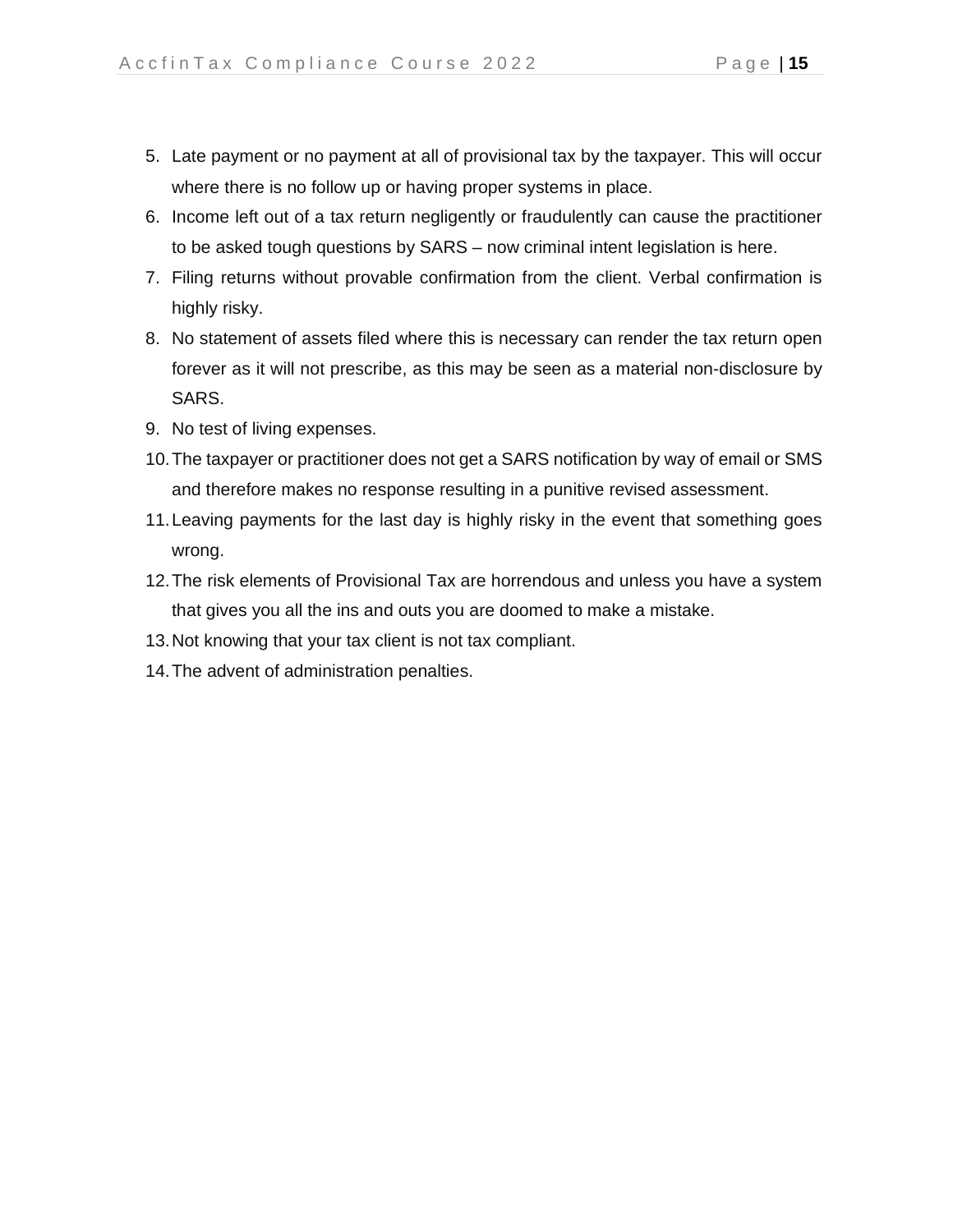5. Late payment or no payment at all of provisional tax by the taxpayer. This will occur where there is no follow up or having proper systems in place.
6. Income left out of a tax return negligently or fraudulently can cause the practitioner to be asked tough questions by SARS – now criminal intent legislation is here.
7. Filing returns without provable confirmation from the client. Verbal confirmation is highly risky.
8. No statement of assets filed where this is necessary can render the tax return open forever as it will not prescribe, as this may be seen as a material non-disclosure by SARS.
9. No test of living expenses.
10. The taxpayer or practitioner does not get a SARS notification by way of email or SMS and therefore makes no response resulting in a punitive revised assessment.
11. Leaving payments for the last day is highly risky in the event that something goes wrong.
12. The risk elements of Provisional Tax are horrendous and unless you have a system that gives you all the ins and outs you are doomed to make a mistake.
13. Not knowing that your tax client is not tax compliant.
14. The advent of administration penalties.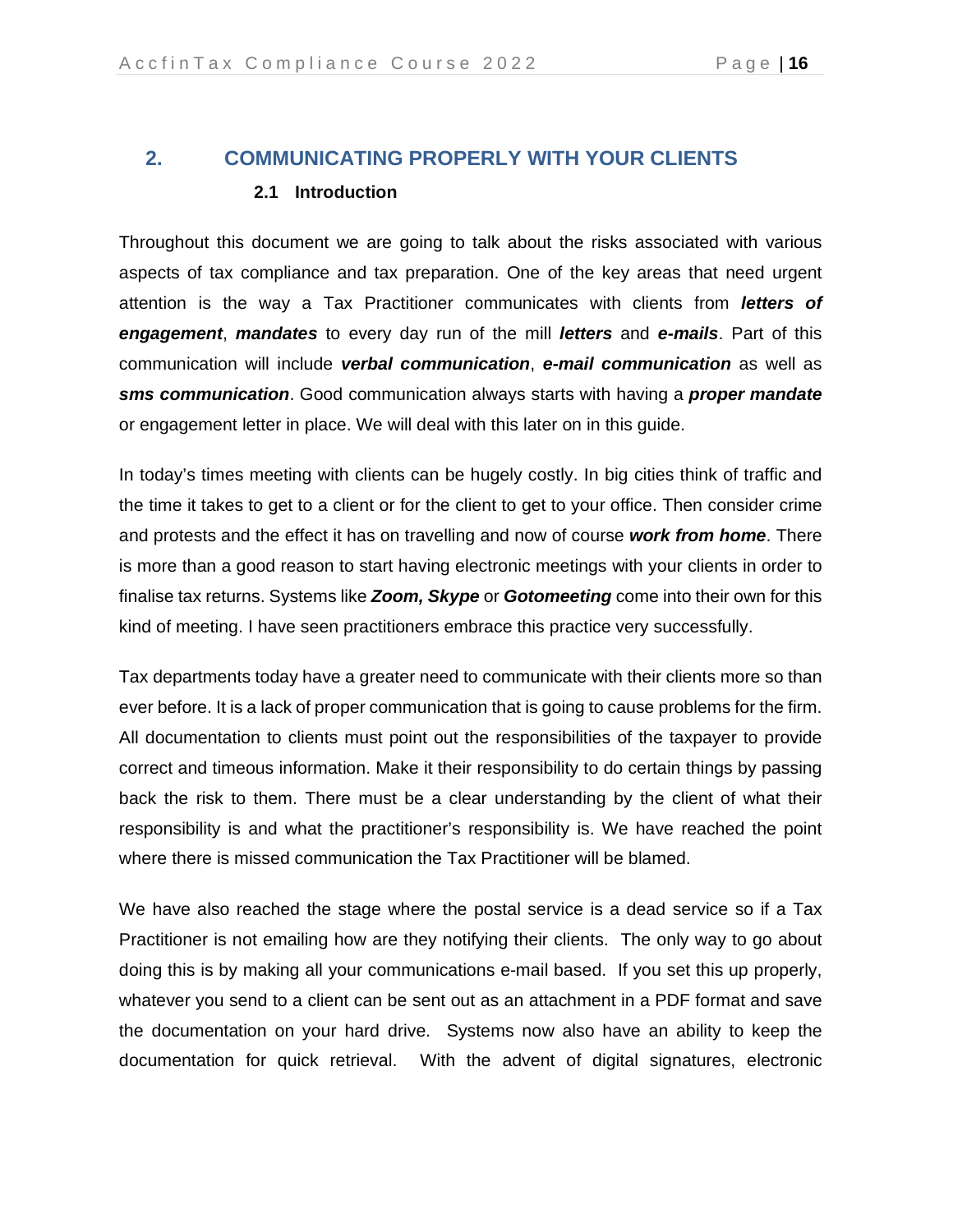## 2. COMMUNICATING PROPERLY WITH YOUR CLIENTS

### 2.1 Introduction

Throughout this document we are going to talk about the risks associated with various aspects of tax compliance and tax preparation. One of the key areas that need urgent attention is the way a Tax Practitioner communicates with clients from ***letters of engagement***, ***mandates*** to every day run of the mill ***letters*** and ***e-mails***. Part of this communication will include ***verbal communication***, ***e-mail communication*** as well as ***sms communication***. Good communication always starts with having a ***proper mandate*** or engagement letter in place. We will deal with this later on in this guide.

In today's times meeting with clients can be hugely costly. In big cities think of traffic and the time it takes to get to a client or for the client to get to your office. Then consider crime and protests and the effect it has on travelling and now of course ***work from home***. There is more than a good reason to start having electronic meetings with your clients in order to finalise tax returns. Systems like ***Zoom, Skype*** or ***Gotomeeting*** come into their own for this kind of meeting. I have seen practitioners embrace this practice very successfully.

Tax departments today have a greater need to communicate with their clients more so than ever before. It is a lack of proper communication that is going to cause problems for the firm. All documentation to clients must point out the responsibilities of the taxpayer to provide correct and timeous information. Make it their responsibility to do certain things by passing back the risk to them. There must be a clear understanding by the client of what their responsibility is and what the practitioner's responsibility is. We have reached the point where there is missed communication the Tax Practitioner will be blamed.

We have also reached the stage where the postal service is a dead service so if a Tax Practitioner is not emailing how are they notifying their clients. The only way to go about doing this is by making all your communications e-mail based. If you set this up properly, whatever you send to a client can be sent out as an attachment in a PDF format and save the documentation on your hard drive. Systems now also have an ability to keep the documentation for quick retrieval. With the advent of digital signatures, electronic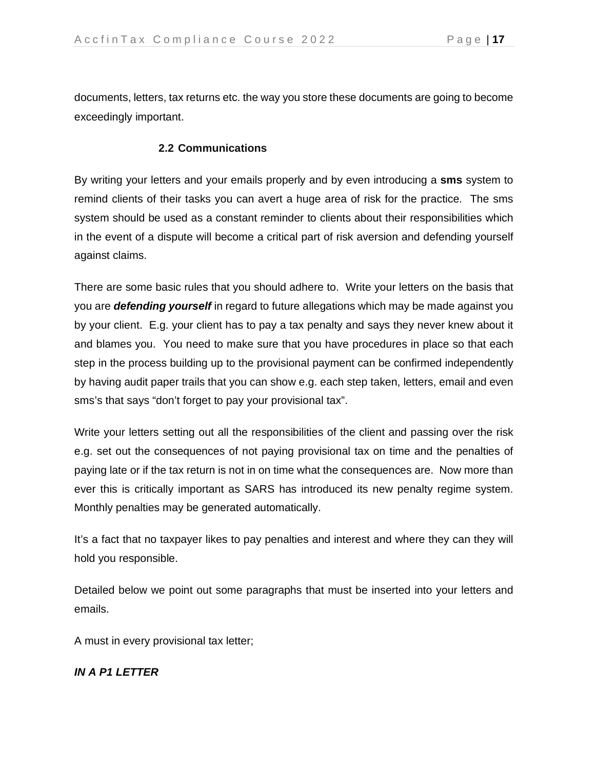documents, letters, tax returns etc. the way you store these documents are going to become exceedingly important.

### 2.2 Communications

By writing your letters and your emails properly and by even introducing a **sms** system to remind clients of their tasks you can avert a huge area of risk for the practice. The sms system should be used as a constant reminder to clients about their responsibilities which in the event of a dispute will become a critical part of risk aversion and defending yourself against claims.

There are some basic rules that you should adhere to. Write your letters on the basis that you are ***defending yourself*** in regard to future allegations which may be made against you by your client. E.g. your client has to pay a tax penalty and says they never knew about it and blames you. You need to make sure that you have procedures in place so that each step in the process building up to the provisional payment can be confirmed independently by having audit paper trails that you can show e.g. each step taken, letters, email and even sms's that says "don't forget to pay your provisional tax".

Write your letters setting out all the responsibilities of the client and passing over the risk e.g. set out the consequences of not paying provisional tax on time and the penalties of paying late or if the tax return is not in on time what the consequences are. Now more than ever this is critically important as SARS has introduced its new penalty regime system. Monthly penalties may be generated automatically.

It's a fact that no taxpayer likes to pay penalties and interest and where they can they will hold you responsible.

Detailed below we point out some paragraphs that must be inserted into your letters and emails.

A must in every provisional tax letter;

***IN A P1 LETTER***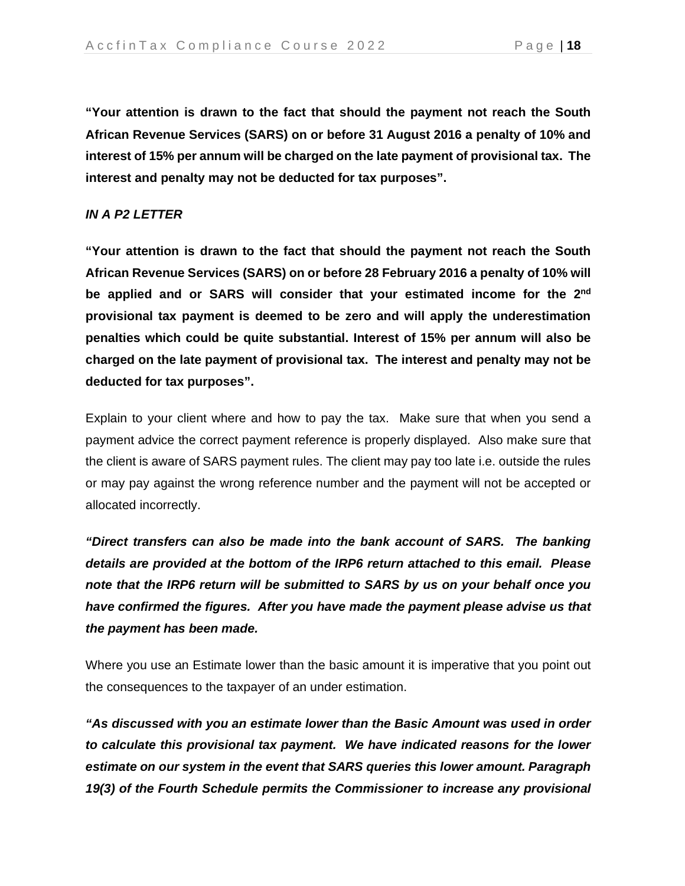**"Your attention is drawn to the fact that should the payment not reach the South African Revenue Services (SARS) on or before 31 August 2016 a penalty of 10% and interest of 15% per annum will be charged on the late payment of provisional tax. The interest and penalty may not be deducted for tax purposes".**

***IN A P2 LETTER***

**"Your attention is drawn to the fact that should the payment not reach the South African Revenue Services (SARS) on or before 28 February 2016 a penalty of 10% will be applied and or SARS will consider that your estimated income for the 2nd provisional tax payment is deemed to be zero and will apply the underestimation penalties which could be quite substantial. Interest of 15% per annum will also be charged on the late payment of provisional tax. The interest and penalty may not be deducted for tax purposes".**

Explain to your client where and how to pay the tax. Make sure that when you send a payment advice the correct payment reference is properly displayed. Also make sure that the client is aware of SARS payment rules. The client may pay too late i.e. outside the rules or may pay against the wrong reference number and the payment will not be accepted or allocated incorrectly.

***"Direct transfers can also be made into the bank account of SARS. The banking details are provided at the bottom of the IRP6 return attached to this email. Please note that the IRP6 return will be submitted to SARS by us on your behalf once you have confirmed the figures. After you have made the payment please advise us that the payment has been made.***

Where you use an Estimate lower than the basic amount it is imperative that you point out the consequences to the taxpayer of an under estimation.

***"As discussed with you an estimate lower than the Basic Amount was used in order to calculate this provisional tax payment. We have indicated reasons for the lower estimate on our system in the event that SARS queries this lower amount. Paragraph 19(3) of the Fourth Schedule permits the Commissioner to increase any provisional***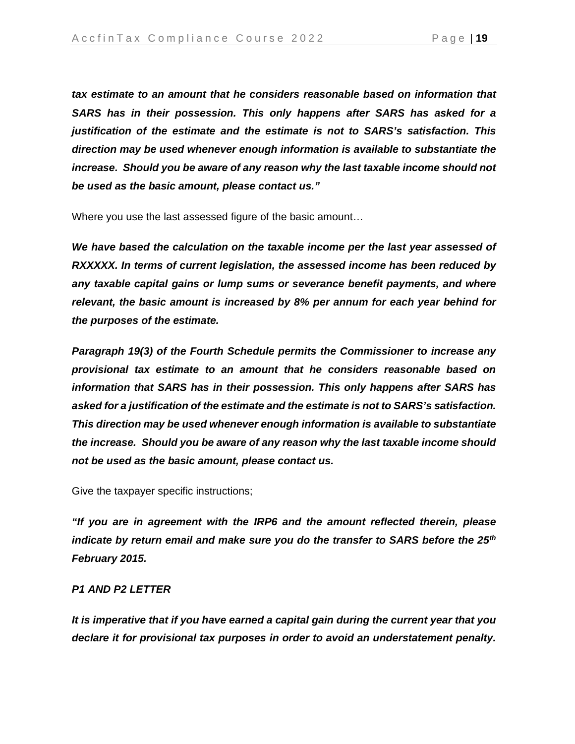***tax estimate to an amount that he considers reasonable based on information that SARS has in their possession. This only happens after SARS has asked for a justification of the estimate and the estimate is not to SARS's satisfaction. This direction may be used whenever enough information is available to substantiate the increase. Should you be aware of any reason why the last taxable income should not be used as the basic amount, please contact us."***

Where you use the last assessed figure of the basic amount…

***We have based the calculation on the taxable income per the last year assessed of RXXXXX. In terms of current legislation, the assessed income has been reduced by any taxable capital gains or lump sums or severance benefit payments, and where relevant, the basic amount is increased by 8% per annum for each year behind for the purposes of the estimate.***

***Paragraph 19(3) of the Fourth Schedule permits the Commissioner to increase any provisional tax estimate to an amount that he considers reasonable based on information that SARS has in their possession. This only happens after SARS has asked for a justification of the estimate and the estimate is not to SARS's satisfaction. This direction may be used whenever enough information is available to substantiate the increase. Should you be aware of any reason why the last taxable income should not be used as the basic amount, please contact us.***

Give the taxpayer specific instructions;

***"If you are in agreement with the IRP6 and the amount reflected therein, please indicate by return email and make sure you do the transfer to SARS before the 25th February 2015.***

***P1 AND P2 LETTER***

***It is imperative that if you have earned a capital gain during the current year that you declare it for provisional tax purposes in order to avoid an understatement penalty.***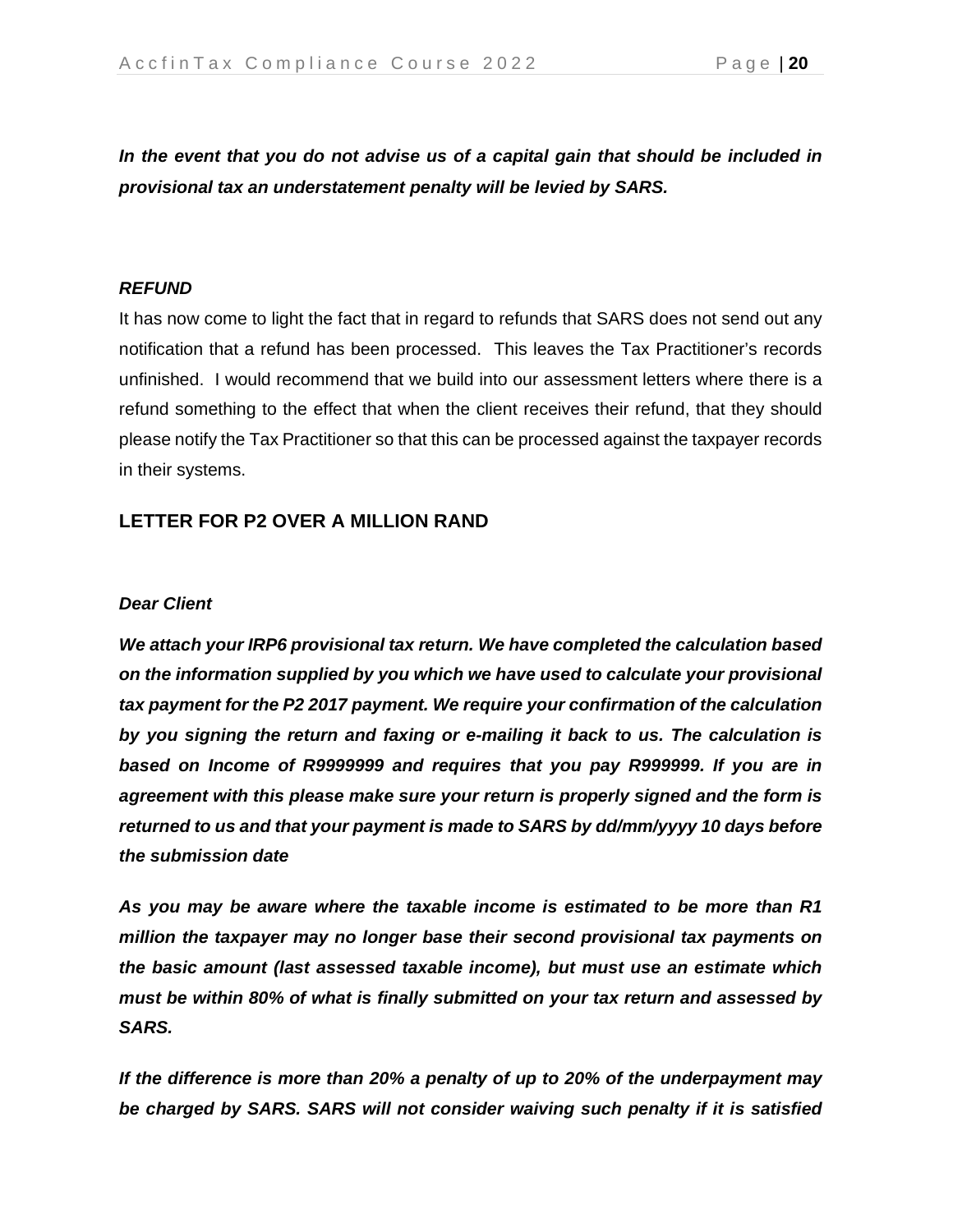*In the event that you do not advise us of a capital gain that should be included in provisional tax an understatement penalty will be levied by SARS.*

***REFUND***

It has now come to light the fact that in regard to refunds that SARS does not send out any notification that a refund has been processed. This leaves the Tax Practitioner's records unfinished. I would recommend that we build into our assessment letters where there is a refund something to the effect that when the client receives their refund, that they should please notify the Tax Practitioner so that this can be processed against the taxpayer records in their systems.

## LETTER FOR P2 OVER A MILLION RAND

***Dear Client***

***We attach your IRP6 provisional tax return. We have completed the calculation based on the information supplied by you which we have used to calculate your provisional tax payment for the P2 2017 payment. We require your confirmation of the calculation by you signing the return and faxing or e-mailing it back to us. The calculation is based on Income of R9999999 and requires that you pay R999999. If you are in agreement with this please make sure your return is properly signed and the form is returned to us and that your payment is made to SARS by dd/mm/yyyy 10 days before the submission date***

***As you may be aware where the taxable income is estimated to be more than R1 million the taxpayer may no longer base their second provisional tax payments on the basic amount (last assessed taxable income), but must use an estimate which must be within 80% of what is finally submitted on your tax return and assessed by SARS.***

***If the difference is more than 20% a penalty of up to 20% of the underpayment may be charged by SARS. SARS will not consider waiving such penalty if it is satisfied***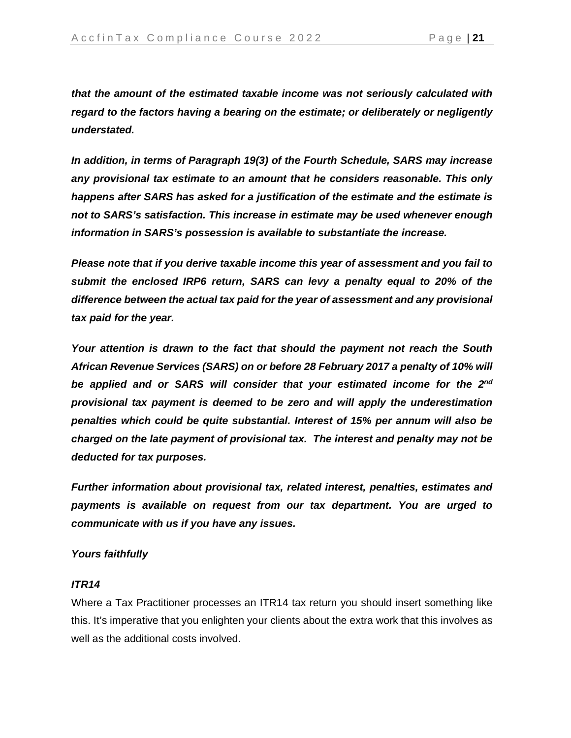***that the amount of the estimated taxable income was not seriously calculated with regard to the factors having a bearing on the estimate; or deliberately or negligently understated.***

***In addition, in terms of Paragraph 19(3) of the Fourth Schedule, SARS may increase any provisional tax estimate to an amount that he considers reasonable. This only happens after SARS has asked for a justification of the estimate and the estimate is not to SARS's satisfaction. This increase in estimate may be used whenever enough information in SARS's possession is available to substantiate the increase.***

***Please note that if you derive taxable income this year of assessment and you fail to submit the enclosed IRP6 return, SARS can levy a penalty equal to 20% of the difference between the actual tax paid for the year of assessment and any provisional tax paid for the year.***

***Your attention is drawn to the fact that should the payment not reach the South African Revenue Services (SARS) on or before 28 February 2017 a penalty of 10% will be applied and or SARS will consider that your estimated income for the 2nd provisional tax payment is deemed to be zero and will apply the underestimation penalties which could be quite substantial. Interest of 15% per annum will also be charged on the late payment of provisional tax. The interest and penalty may not be deducted for tax purposes.***

***Further information about provisional tax, related interest, penalties, estimates and payments is available on request from our tax department. You are urged to communicate with us if you have any issues.***

***Yours faithfully***

***ITR14***

Where a Tax Practitioner processes an ITR14 tax return you should insert something like this. It's imperative that you enlighten your clients about the extra work that this involves as well as the additional costs involved.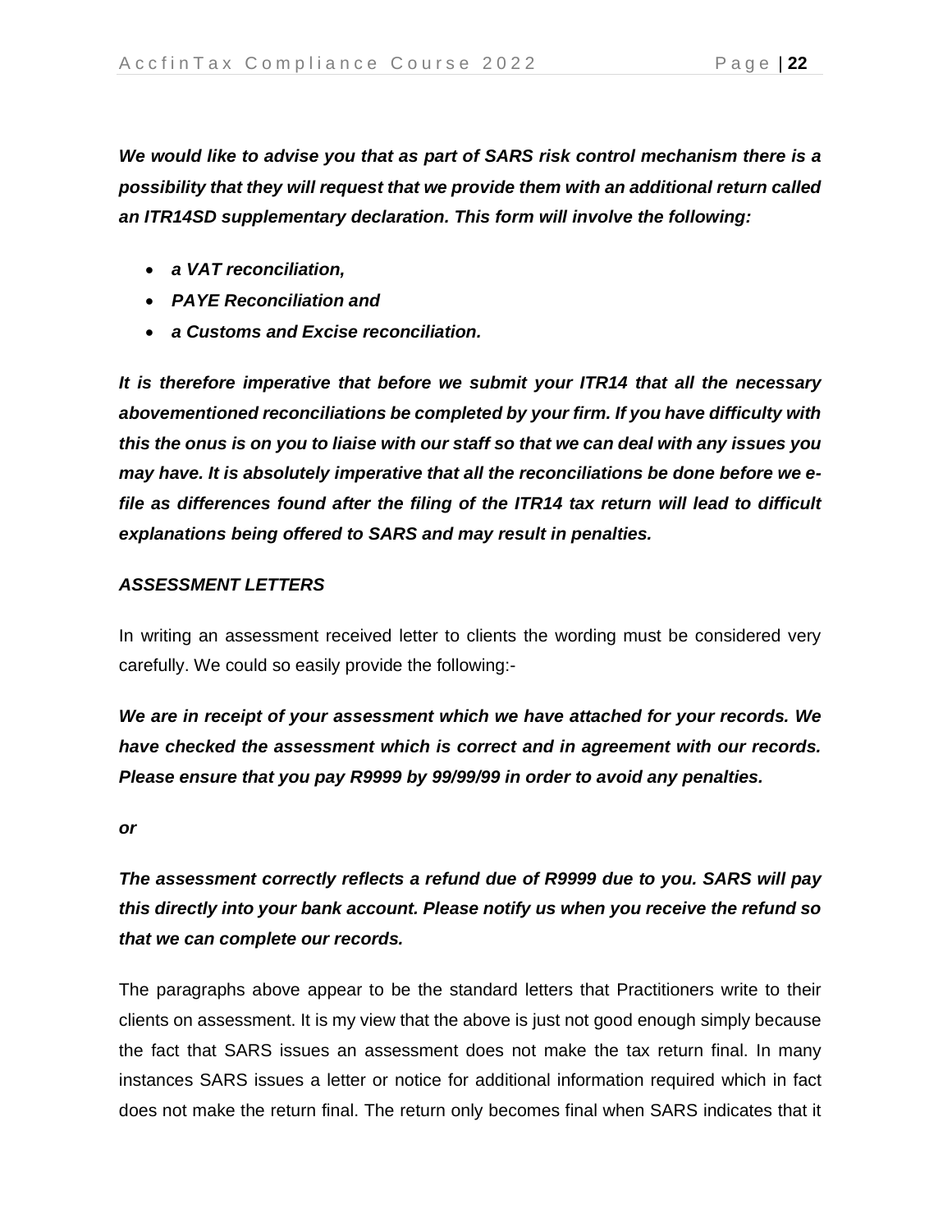***We would like to advise you that as part of SARS risk control mechanism there is a possibility that they will request that we provide them with an additional return called an ITR14SD supplementary declaration. This form will involve the following:***

- ***a VAT reconciliation,***
- ***PAYE Reconciliation and***
- ***a Customs and Excise reconciliation.***

***It is therefore imperative that before we submit your ITR14 that all the necessary abovementioned reconciliations be completed by your firm. If you have difficulty with this the onus is on you to liaise with our staff so that we can deal with any issues you may have. It is absolutely imperative that all the reconciliations be done before we e-file as differences found after the filing of the ITR14 tax return will lead to difficult explanations being offered to SARS and may result in penalties.***

***ASSESSMENT LETTERS***

In writing an assessment received letter to clients the wording must be considered very carefully. We could so easily provide the following:-

***We are in receipt of your assessment which we have attached for your records. We have checked the assessment which is correct and in agreement with our records. Please ensure that you pay R9999 by 99/99/99 in order to avoid any penalties.***

***or***

***The assessment correctly reflects a refund due of R9999 due to you. SARS will pay this directly into your bank account. Please notify us when you receive the refund so that we can complete our records.***

The paragraphs above appear to be the standard letters that Practitioners write to their clients on assessment. It is my view that the above is just not good enough simply because the fact that SARS issues an assessment does not make the tax return final. In many instances SARS issues a letter or notice for additional information required which in fact does not make the return final. The return only becomes final when SARS indicates that it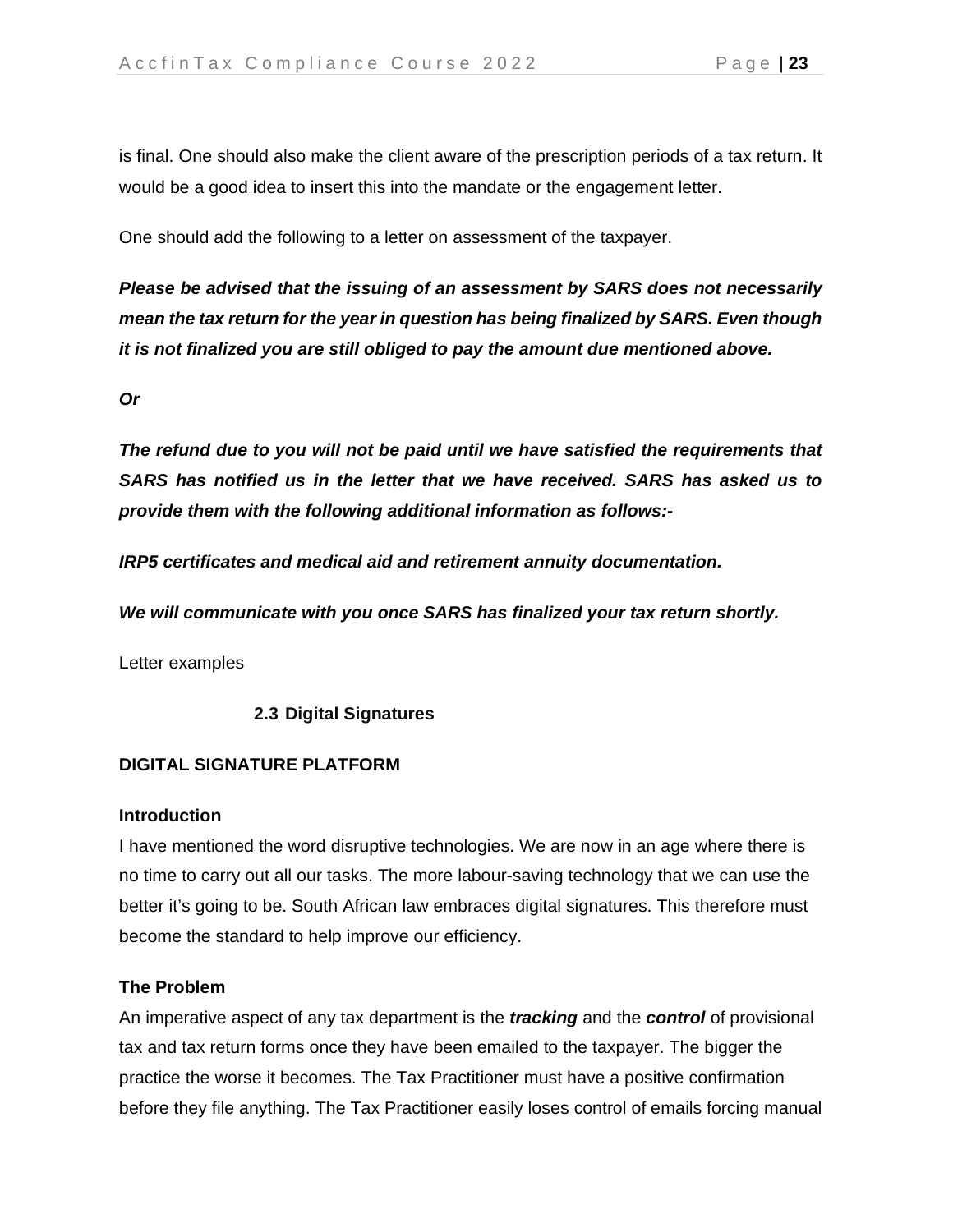is final. One should also make the client aware of the prescription periods of a tax return. It would be a good idea to insert this into the mandate or the engagement letter.

One should add the following to a letter on assessment of the taxpayer.

***Please be advised that the issuing of an assessment by SARS does not necessarily mean the tax return for the year in question has being finalized by SARS. Even though it is not finalized you are still obliged to pay the amount due mentioned above.***

***Or***

***The refund due to you will not be paid until we have satisfied the requirements that SARS has notified us in the letter that we have received. SARS has asked us to provide them with the following additional information as follows:-***

***IRP5 certificates and medical aid and retirement annuity documentation.***

***We will communicate with you once SARS has finalized your tax return shortly.***

Letter examples

### 2.3 Digital Signatures

**DIGITAL SIGNATURE PLATFORM**

**Introduction**

I have mentioned the word disruptive technologies. We are now in an age where there is no time to carry out all our tasks. The more labour-saving technology that we can use the better it's going to be. South African law embraces digital signatures. This therefore must become the standard to help improve our efficiency.

**The Problem**

An imperative aspect of any tax department is the ***tracking*** and the ***control*** of provisional tax and tax return forms once they have been emailed to the taxpayer. The bigger the practice the worse it becomes. The Tax Practitioner must have a positive confirmation before they file anything. The Tax Practitioner easily loses control of emails forcing manual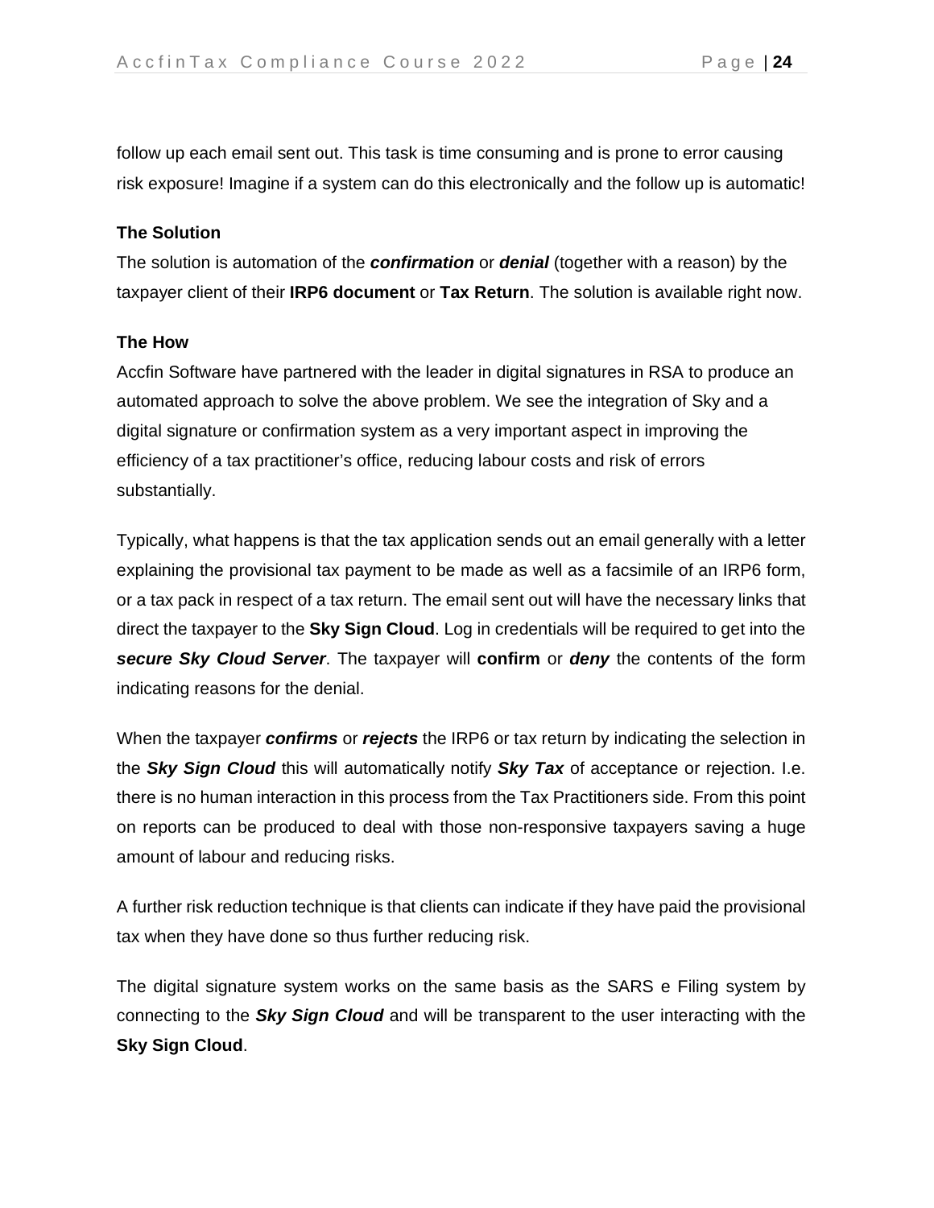follow up each email sent out. This task is time consuming and is prone to error causing risk exposure! Imagine if a system can do this electronically and the follow up is automatic!

**The Solution**

The solution is automation of the ***confirmation*** or ***denial*** (together with a reason) by the taxpayer client of their **IRP6 document** or **Tax Return**. The solution is available right now.

**The How**

Accfin Software have partnered with the leader in digital signatures in RSA to produce an automated approach to solve the above problem. We see the integration of Sky and a digital signature or confirmation system as a very important aspect in improving the efficiency of a tax practitioner's office, reducing labour costs and risk of errors substantially.

Typically, what happens is that the tax application sends out an email generally with a letter explaining the provisional tax payment to be made as well as a facsimile of an IRP6 form, or a tax pack in respect of a tax return. The email sent out will have the necessary links that direct the taxpayer to the **Sky Sign Cloud**. Log in credentials will be required to get into the ***secure Sky Cloud Server***. The taxpayer will **confirm** or ***deny*** the contents of the form indicating reasons for the denial.

When the taxpayer ***confirms*** or ***rejects*** the IRP6 or tax return by indicating the selection in the ***Sky Sign Cloud*** this will automatically notify ***Sky Tax*** of acceptance or rejection. I.e. there is no human interaction in this process from the Tax Practitioners side. From this point on reports can be produced to deal with those non-responsive taxpayers saving a huge amount of labour and reducing risks.

A further risk reduction technique is that clients can indicate if they have paid the provisional tax when they have done so thus further reducing risk.

The digital signature system works on the same basis as the SARS e Filing system by connecting to the ***Sky Sign Cloud*** and will be transparent to the user interacting with the **Sky Sign Cloud**.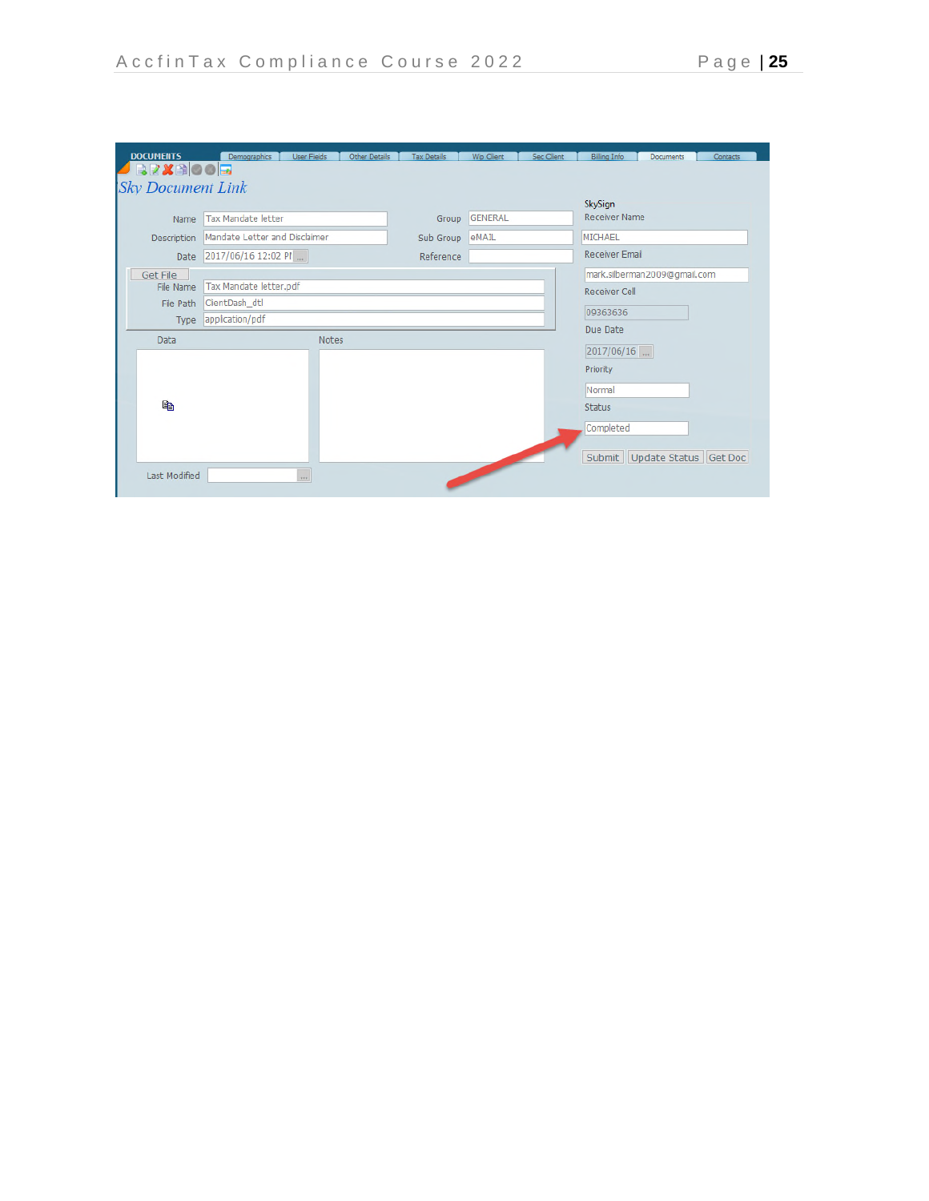DOCUMENTS

Demographics | User Fields | Other Details | Tax Details | Wip Client | Sec Client | Billing Info | Documents | Contacts

*Sky Document Link*

Name: Tax Mandate letter

Description: Mandate Letter and Disclaimer

Date: 2017/06/16 12:02 PI

Group: GENERAL

Sub Group: eMAIL

Reference:

Get File

File Name: Tax Mandate letter.pdf

File Path: ClientDash_dtl

Type: application/pdf

Data

Notes

Last Modified

SkySign

Receiver Name: MICHAEL

Receiver Email: mark.silberman2009@gmail.com

Receiver Cell: 09363636

Due Date: 2017/06/16

Priority: Normal

Status: Completed

Submit | Update Status | Get Doc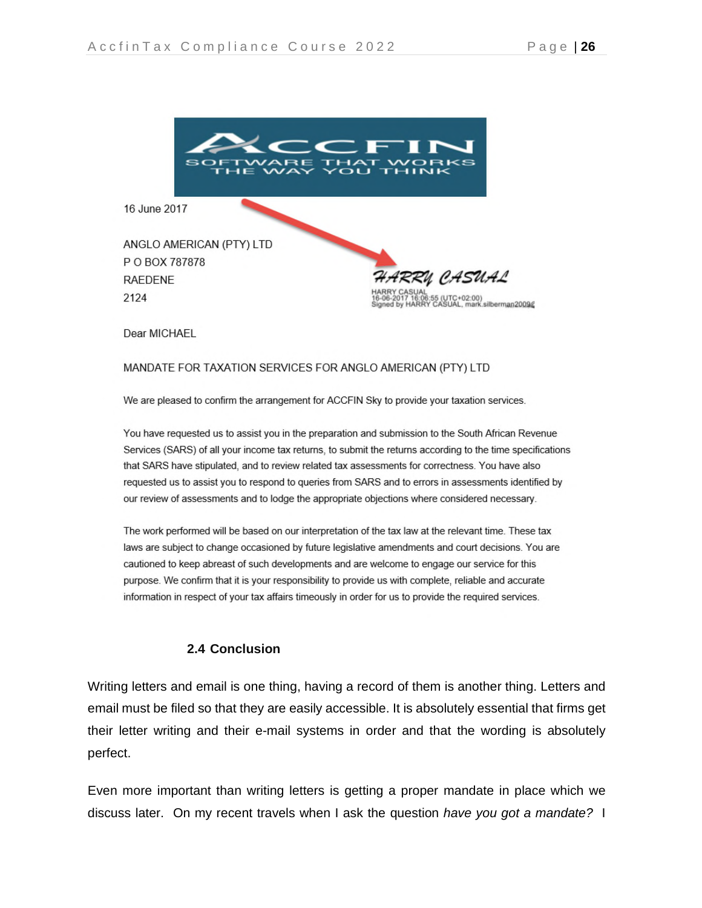16 June 2017

ANGLO AMERICAN (PTY) LTD
P O BOX 787878
RAEDENE
2124

HARRY CASUAL

HARRY CASUAL
16-06-2017 16:06:55 (UTC+02:00)
Signed by HARRY CASUAL, mark.silberman2009@

Dear MICHAEL

MANDATE FOR TAXATION SERVICES FOR ANGLO AMERICAN (PTY) LTD

We are pleased to confirm the arrangement for ACCFIN Sky to provide your taxation services.

You have requested us to assist you in the preparation and submission to the South African Revenue Services (SARS) of all your income tax returns, to submit the returns according to the time specifications that SARS have stipulated, and to review related tax assessments for correctness. You have also requested us to assist you to respond to queries from SARS and to errors in assessments identified by our review of assessments and to lodge the appropriate objections where considered necessary.

The work performed will be based on our interpretation of the tax law at the relevant time. These tax laws are subject to change occasioned by future legislative amendments and court decisions. You are cautioned to keep abreast of such developments and are welcome to engage our service for this purpose. We confirm that it is your responsibility to provide us with complete, reliable and accurate information in respect of your tax affairs timeously in order for us to provide the required services.

### 2.4 Conclusion

Writing letters and email is one thing, having a record of them is another thing. Letters and email must be filed so that they are easily accessible. It is absolutely essential that firms get their letter writing and their e-mail systems in order and that the wording is absolutely perfect.

Even more important than writing letters is getting a proper mandate in place which we discuss later. On my recent travels when I ask the question *have you got a mandate?* I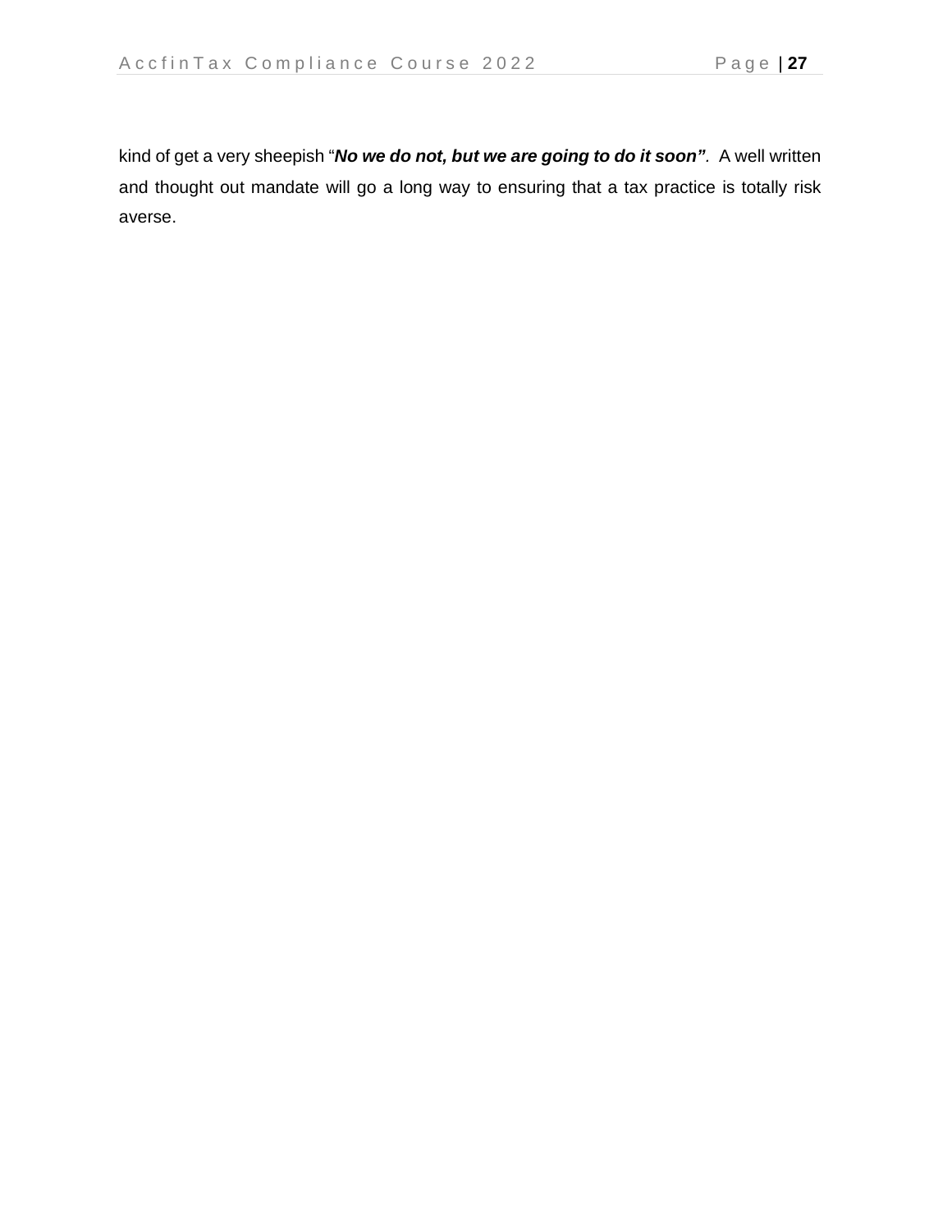kind of get a very sheepish "***No we do not, but we are going to do it soon"***. A well written and thought out mandate will go a long way to ensuring that a tax practice is totally risk averse.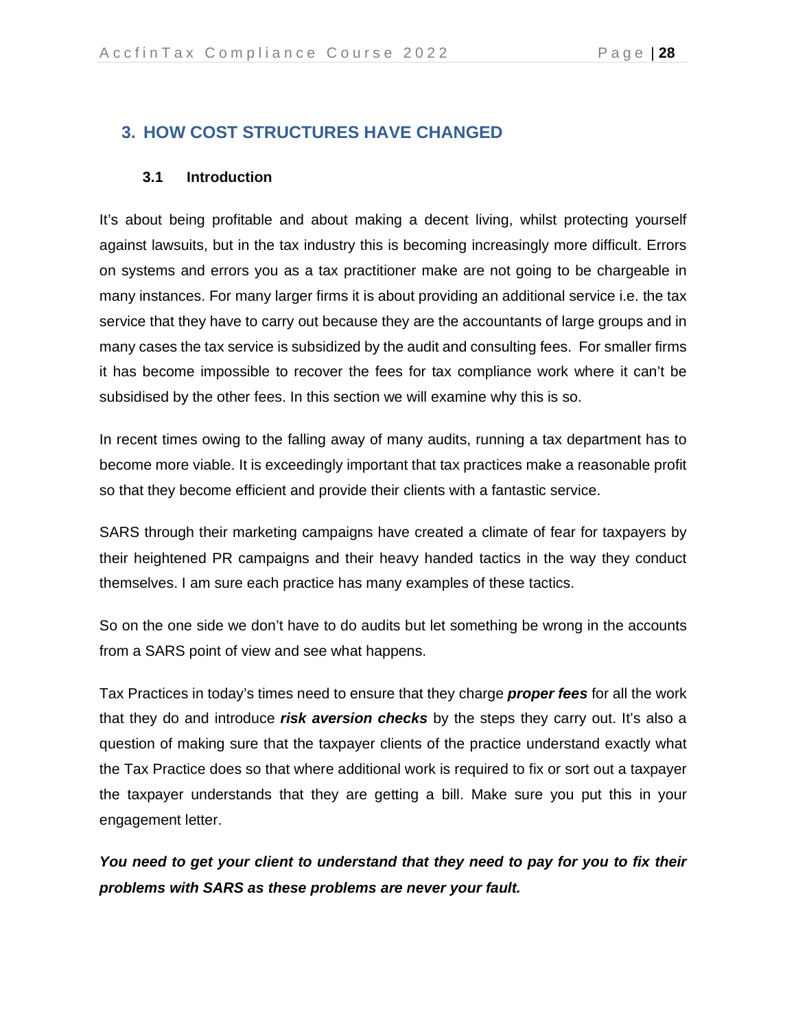## 3. HOW COST STRUCTURES HAVE CHANGED

### 3.1 Introduction

It's about being profitable and about making a decent living, whilst protecting yourself against lawsuits, but in the tax industry this is becoming increasingly more difficult. Errors on systems and errors you as a tax practitioner make are not going to be chargeable in many instances. For many larger firms it is about providing an additional service i.e. the tax service that they have to carry out because they are the accountants of large groups and in many cases the tax service is subsidized by the audit and consulting fees. For smaller firms it has become impossible to recover the fees for tax compliance work where it can't be subsidised by the other fees. In this section we will examine why this is so.

In recent times owing to the falling away of many audits, running a tax department has to become more viable. It is exceedingly important that tax practices make a reasonable profit so that they become efficient and provide their clients with a fantastic service.

SARS through their marketing campaigns have created a climate of fear for taxpayers by their heightened PR campaigns and their heavy handed tactics in the way they conduct themselves. I am sure each practice has many examples of these tactics.

So on the one side we don't have to do audits but let something be wrong in the accounts from a SARS point of view and see what happens.

Tax Practices in today's times need to ensure that they charge ***proper fees*** for all the work that they do and introduce ***risk aversion checks*** by the steps they carry out. It's also a question of making sure that the taxpayer clients of the practice understand exactly what the Tax Practice does so that where additional work is required to fix or sort out a taxpayer the taxpayer understands that they are getting a bill. Make sure you put this in your engagement letter.

***You need to get your client to understand that they need to pay for you to fix their problems with SARS as these problems are never your fault.***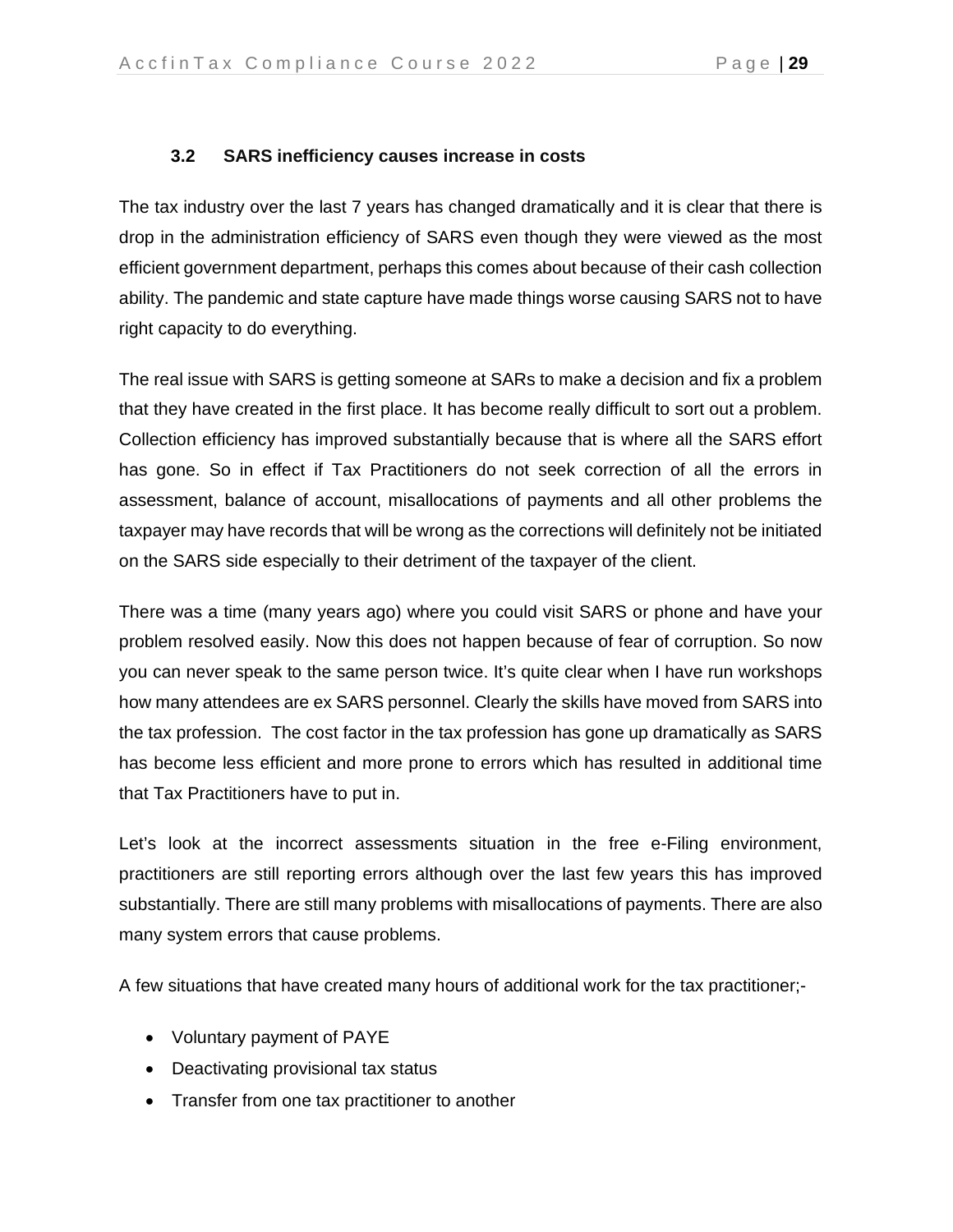### 3.2 SARS inefficiency causes increase in costs

The tax industry over the last 7 years has changed dramatically and it is clear that there is drop in the administration efficiency of SARS even though they were viewed as the most efficient government department, perhaps this comes about because of their cash collection ability. The pandemic and state capture have made things worse causing SARS not to have right capacity to do everything.

The real issue with SARS is getting someone at SARs to make a decision and fix a problem that they have created in the first place. It has become really difficult to sort out a problem. Collection efficiency has improved substantially because that is where all the SARS effort has gone. So in effect if Tax Practitioners do not seek correction of all the errors in assessment, balance of account, misallocations of payments and all other problems the taxpayer may have records that will be wrong as the corrections will definitely not be initiated on the SARS side especially to their detriment of the taxpayer of the client.

There was a time (many years ago) where you could visit SARS or phone and have your problem resolved easily. Now this does not happen because of fear of corruption. So now you can never speak to the same person twice. It's quite clear when I have run workshops how many attendees are ex SARS personnel. Clearly the skills have moved from SARS into the tax profession. The cost factor in the tax profession has gone up dramatically as SARS has become less efficient and more prone to errors which has resulted in additional time that Tax Practitioners have to put in.

Let's look at the incorrect assessments situation in the free e-Filing environment, practitioners are still reporting errors although over the last few years this has improved substantially. There are still many problems with misallocations of payments. There are also many system errors that cause problems.

A few situations that have created many hours of additional work for the tax practitioner;-

- Voluntary payment of PAYE
- Deactivating provisional tax status
- Transfer from one tax practitioner to another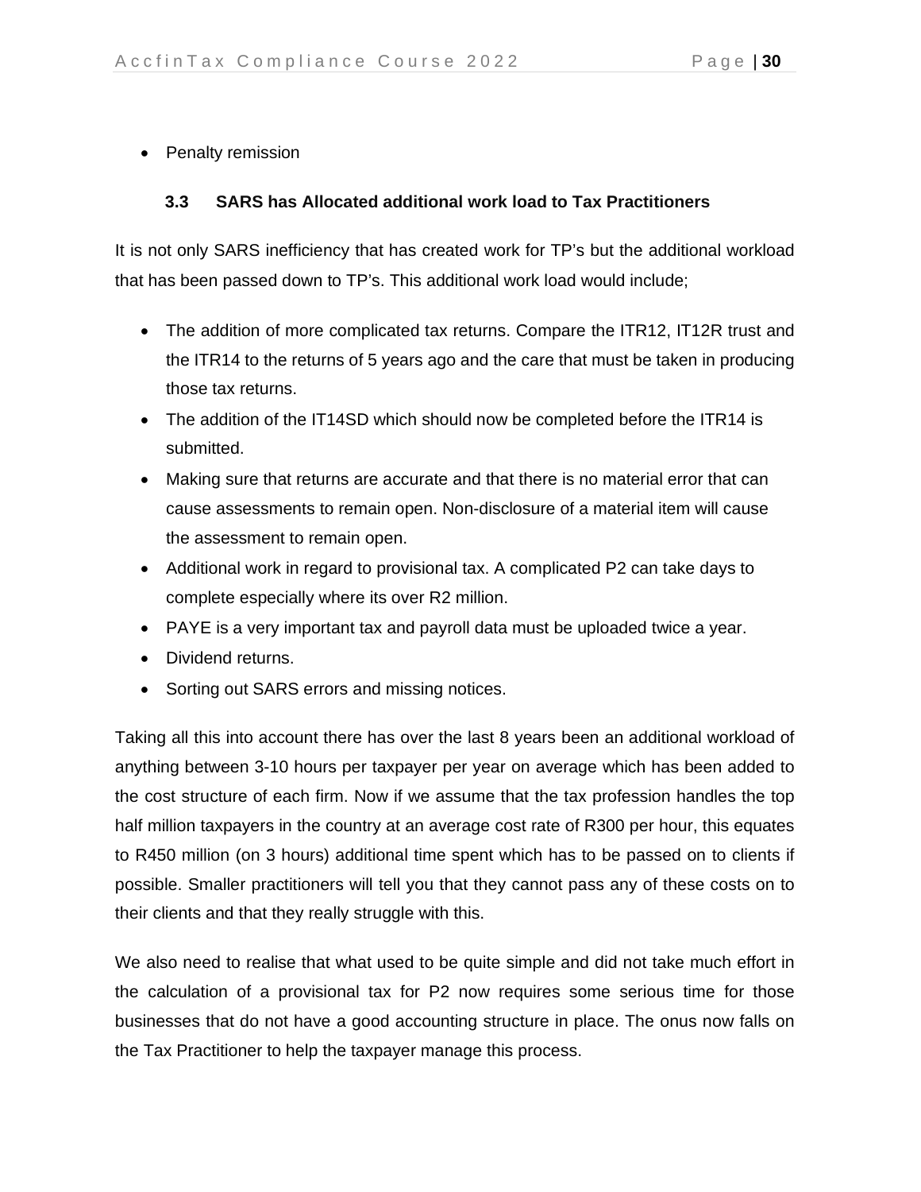- Penalty remission

### 3.3 SARS has Allocated additional work load to Tax Practitioners

It is not only SARS inefficiency that has created work for TP's but the additional workload that has been passed down to TP's. This additional work load would include;

- The addition of more complicated tax returns. Compare the ITR12, IT12R trust and the ITR14 to the returns of 5 years ago and the care that must be taken in producing those tax returns.
- The addition of the IT14SD which should now be completed before the ITR14 is submitted.
- Making sure that returns are accurate and that there is no material error that can cause assessments to remain open. Non-disclosure of a material item will cause the assessment to remain open.
- Additional work in regard to provisional tax. A complicated P2 can take days to complete especially where its over R2 million.
- PAYE is a very important tax and payroll data must be uploaded twice a year.
- Dividend returns.
- Sorting out SARS errors and missing notices.

Taking all this into account there has over the last 8 years been an additional workload of anything between 3-10 hours per taxpayer per year on average which has been added to the cost structure of each firm. Now if we assume that the tax profession handles the top half million taxpayers in the country at an average cost rate of R300 per hour, this equates to R450 million (on 3 hours) additional time spent which has to be passed on to clients if possible. Smaller practitioners will tell you that they cannot pass any of these costs on to their clients and that they really struggle with this.

We also need to realise that what used to be quite simple and did not take much effort in the calculation of a provisional tax for P2 now requires some serious time for those businesses that do not have a good accounting structure in place. The onus now falls on the Tax Practitioner to help the taxpayer manage this process.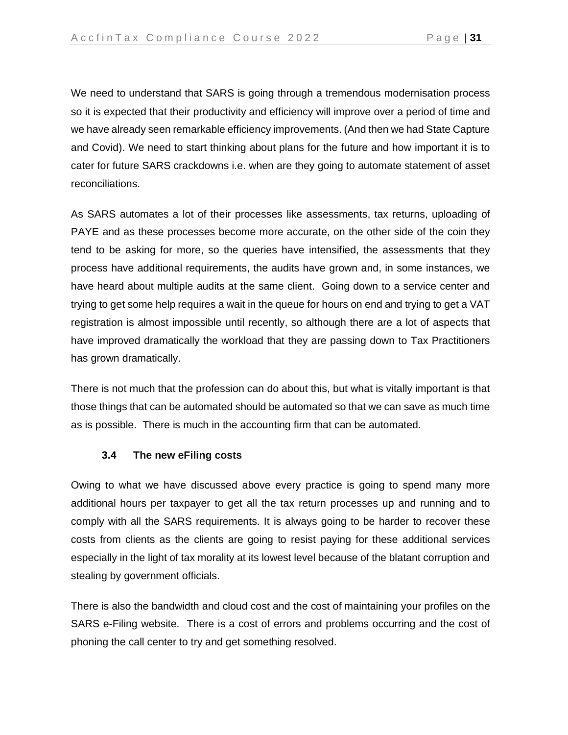We need to understand that SARS is going through a tremendous modernisation process so it is expected that their productivity and efficiency will improve over a period of time and we have already seen remarkable efficiency improvements. (And then we had State Capture and Covid). We need to start thinking about plans for the future and how important it is to cater for future SARS crackdowns i.e. when are they going to automate statement of asset reconciliations.

As SARS automates a lot of their processes like assessments, tax returns, uploading of PAYE and as these processes become more accurate, on the other side of the coin they tend to be asking for more, so the queries have intensified, the assessments that they process have additional requirements, the audits have grown and, in some instances, we have heard about multiple audits at the same client. Going down to a service center and trying to get some help requires a wait in the queue for hours on end and trying to get a VAT registration is almost impossible until recently, so although there are a lot of aspects that have improved dramatically the workload that they are passing down to Tax Practitioners has grown dramatically.

There is not much that the profession can do about this, but what is vitally important is that those things that can be automated should be automated so that we can save as much time as is possible. There is much in the accounting firm that can be automated.

### 3.4 The new eFiling costs

Owing to what we have discussed above every practice is going to spend many more additional hours per taxpayer to get all the tax return processes up and running and to comply with all the SARS requirements. It is always going to be harder to recover these costs from clients as the clients are going to resist paying for these additional services especially in the light of tax morality at its lowest level because of the blatant corruption and stealing by government officials.

There is also the bandwidth and cloud cost and the cost of maintaining your profiles on the SARS e-Filing website. There is a cost of errors and problems occurring and the cost of phoning the call center to try and get something resolved.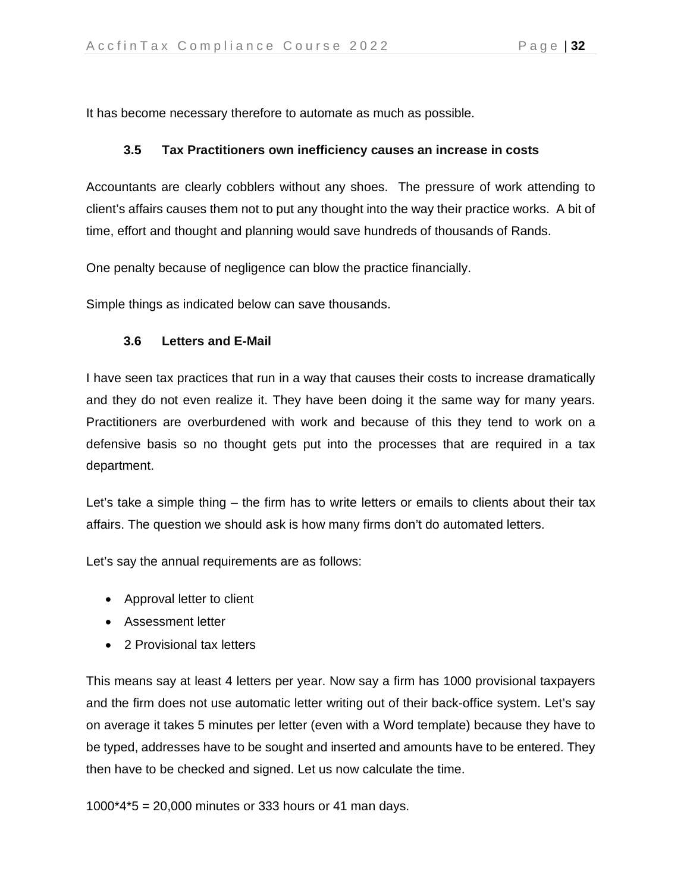It has become necessary therefore to automate as much as possible.

### 3.5 Tax Practitioners own inefficiency causes an increase in costs

Accountants are clearly cobblers without any shoes. The pressure of work attending to client's affairs causes them not to put any thought into the way their practice works. A bit of time, effort and thought and planning would save hundreds of thousands of Rands.

One penalty because of negligence can blow the practice financially.

Simple things as indicated below can save thousands.

### 3.6 Letters and E-Mail

I have seen tax practices that run in a way that causes their costs to increase dramatically and they do not even realize it. They have been doing it the same way for many years. Practitioners are overburdened with work and because of this they tend to work on a defensive basis so no thought gets put into the processes that are required in a tax department.

Let's take a simple thing – the firm has to write letters or emails to clients about their tax affairs. The question we should ask is how many firms don't do automated letters.

Let's say the annual requirements are as follows:

- Approval letter to client
- Assessment letter
- 2 Provisional tax letters

This means say at least 4 letters per year. Now say a firm has 1000 provisional taxpayers and the firm does not use automatic letter writing out of their back-office system. Let's say on average it takes 5 minutes per letter (even with a Word template) because they have to be typed, addresses have to be sought and inserted and amounts have to be entered. They then have to be checked and signed. Let us now calculate the time.

1000*4*5 = 20,000 minutes or 333 hours or 41 man days.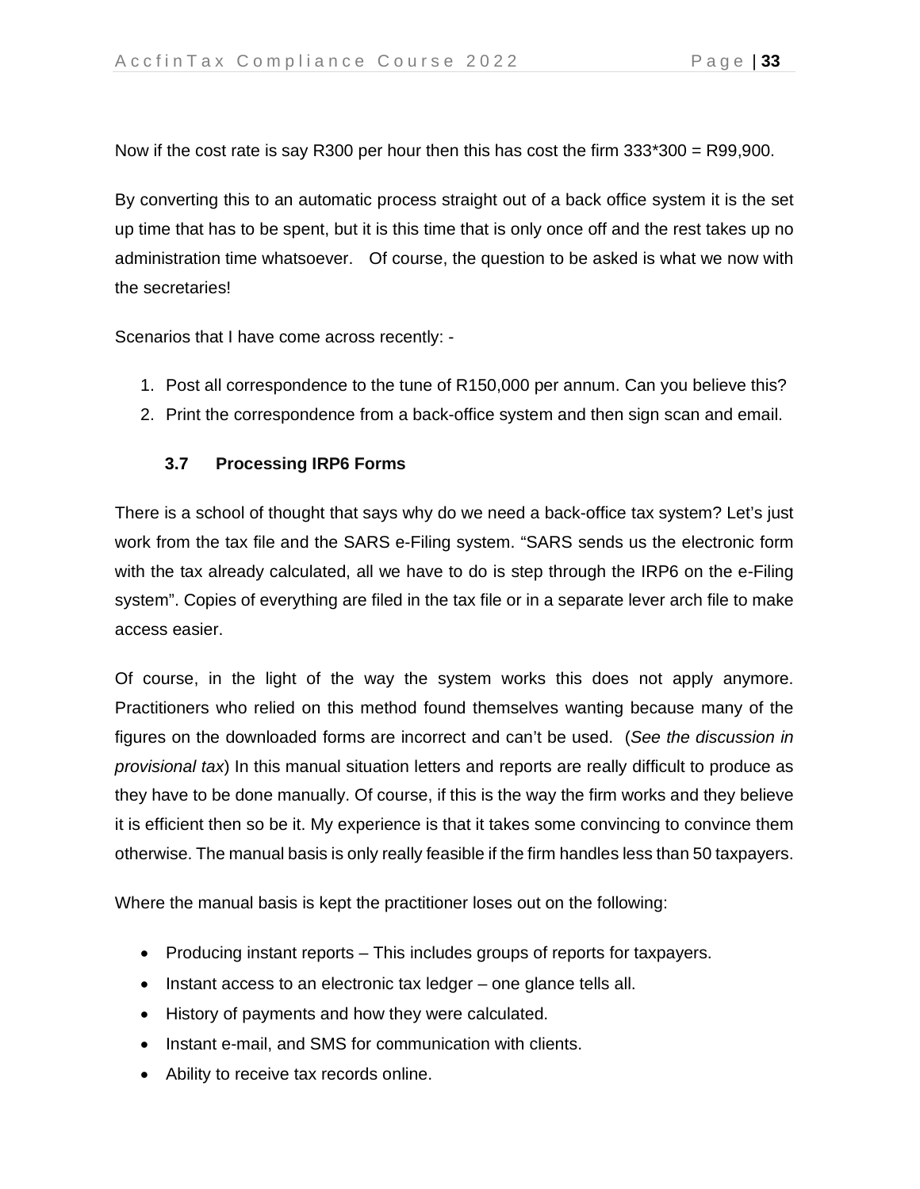Now if the cost rate is say R300 per hour then this has cost the firm 333*300 = R99,900.

By converting this to an automatic process straight out of a back office system it is the set up time that has to be spent, but it is this time that is only once off and the rest takes up no administration time whatsoever. Of course, the question to be asked is what we now with the secretaries!

Scenarios that I have come across recently: -

1. Post all correspondence to the tune of R150,000 per annum. Can you believe this?
2. Print the correspondence from a back-office system and then sign scan and email.

### 3.7 Processing IRP6 Forms

There is a school of thought that says why do we need a back-office tax system? Let's just work from the tax file and the SARS e-Filing system. "SARS sends us the electronic form with the tax already calculated, all we have to do is step through the IRP6 on the e-Filing system". Copies of everything are filed in the tax file or in a separate lever arch file to make access easier.

Of course, in the light of the way the system works this does not apply anymore. Practitioners who relied on this method found themselves wanting because many of the figures on the downloaded forms are incorrect and can't be used. (*See the discussion in provisional tax*) In this manual situation letters and reports are really difficult to produce as they have to be done manually. Of course, if this is the way the firm works and they believe it is efficient then so be it. My experience is that it takes some convincing to convince them otherwise. The manual basis is only really feasible if the firm handles less than 50 taxpayers.

Where the manual basis is kept the practitioner loses out on the following:

- Producing instant reports – This includes groups of reports for taxpayers.
- Instant access to an electronic tax ledger – one glance tells all.
- History of payments and how they were calculated.
- Instant e-mail, and SMS for communication with clients.
- Ability to receive tax records online.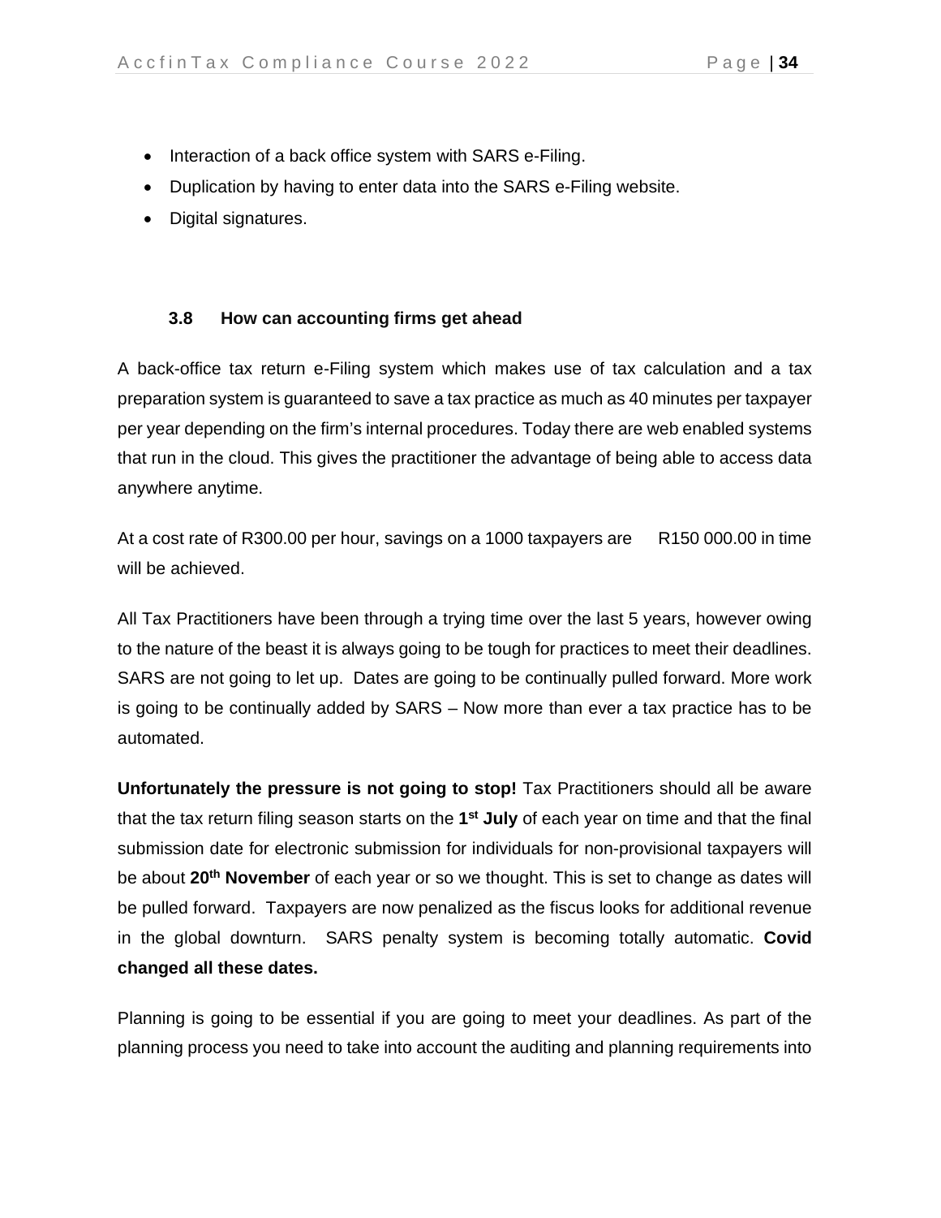- Interaction of a back office system with SARS e-Filing.
- Duplication by having to enter data into the SARS e-Filing website.
- Digital signatures.

### 3.8 How can accounting firms get ahead

A back-office tax return e-Filing system which makes use of tax calculation and a tax preparation system is guaranteed to save a tax practice as much as 40 minutes per taxpayer per year depending on the firm's internal procedures. Today there are web enabled systems that run in the cloud. This gives the practitioner the advantage of being able to access data anywhere anytime.

At a cost rate of R300.00 per hour, savings on a 1000 taxpayers are R150 000.00 in time will be achieved.

All Tax Practitioners have been through a trying time over the last 5 years, however owing to the nature of the beast it is always going to be tough for practices to meet their deadlines. SARS are not going to let up. Dates are going to be continually pulled forward. More work is going to be continually added by SARS – Now more than ever a tax practice has to be automated.

**Unfortunately the pressure is not going to stop!** Tax Practitioners should all be aware that the tax return filing season starts on the **1st July** of each year on time and that the final submission date for electronic submission for individuals for non-provisional taxpayers will be about **20th November** of each year or so we thought. This is set to change as dates will be pulled forward. Taxpayers are now penalized as the fiscus looks for additional revenue in the global downturn. SARS penalty system is becoming totally automatic. **Covid changed all these dates.**

Planning is going to be essential if you are going to meet your deadlines. As part of the planning process you need to take into account the auditing and planning requirements into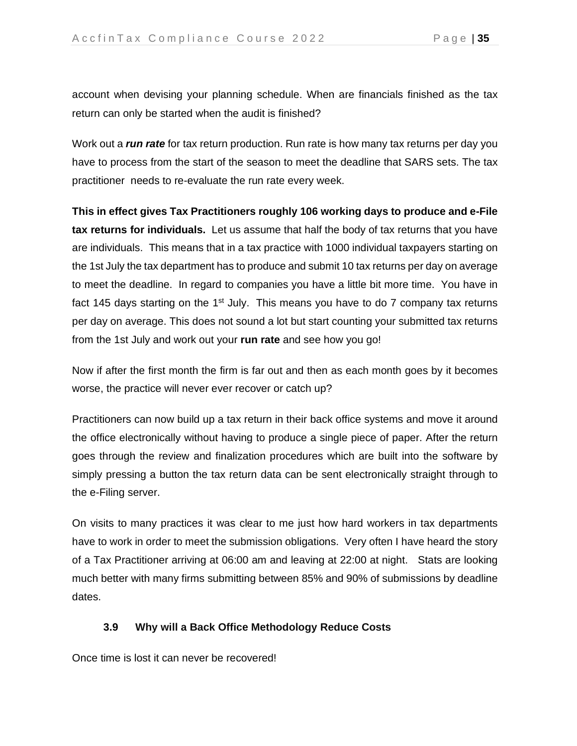account when devising your planning schedule. When are financials finished as the tax return can only be started when the audit is finished?

Work out a ***run rate*** for tax return production. Run rate is how many tax returns per day you have to process from the start of the season to meet the deadline that SARS sets. The tax practitioner needs to re-evaluate the run rate every week.

**This in effect gives Tax Practitioners roughly 106 working days to produce and e-File tax returns for individuals.** Let us assume that half the body of tax returns that you have are individuals. This means that in a tax practice with 1000 individual taxpayers starting on the 1st July the tax department has to produce and submit 10 tax returns per day on average to meet the deadline. In regard to companies you have a little bit more time. You have in fact 145 days starting on the 1st July. This means you have to do 7 company tax returns per day on average. This does not sound a lot but start counting your submitted tax returns from the 1st July and work out your **run rate** and see how you go!

Now if after the first month the firm is far out and then as each month goes by it becomes worse, the practice will never ever recover or catch up?

Practitioners can now build up a tax return in their back office systems and move it around the office electronically without having to produce a single piece of paper. After the return goes through the review and finalization procedures which are built into the software by simply pressing a button the tax return data can be sent electronically straight through to the e-Filing server.

On visits to many practices it was clear to me just how hard workers in tax departments have to work in order to meet the submission obligations. Very often I have heard the story of a Tax Practitioner arriving at 06:00 am and leaving at 22:00 at night. Stats are looking much better with many firms submitting between 85% and 90% of submissions by deadline dates.

### 3.9 Why will a Back Office Methodology Reduce Costs

Once time is lost it can never be recovered!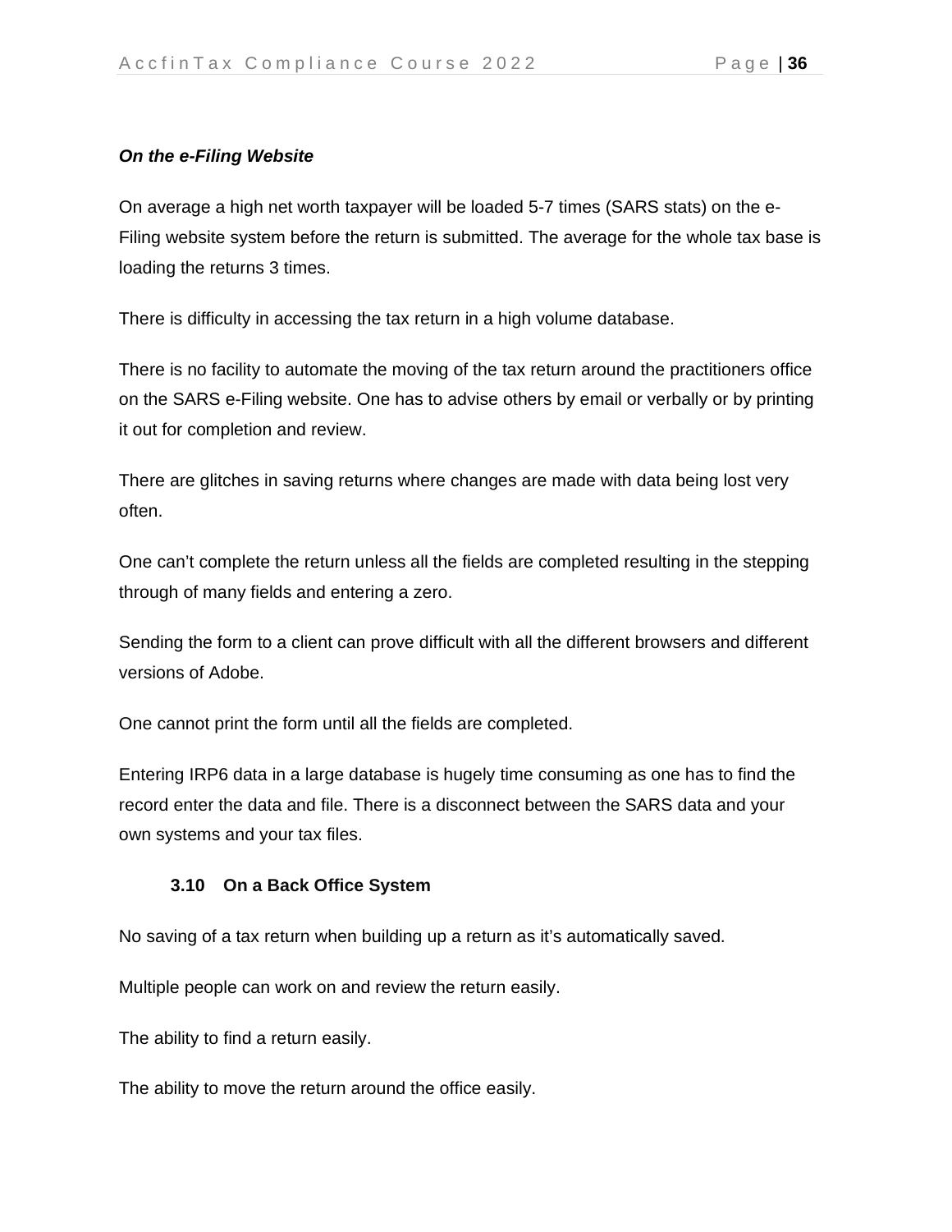***On the e-Filing Website***

On average a high net worth taxpayer will be loaded 5-7 times (SARS stats) on the e-Filing website system before the return is submitted. The average for the whole tax base is loading the returns 3 times.

There is difficulty in accessing the tax return in a high volume database.

There is no facility to automate the moving of the tax return around the practitioners office on the SARS e-Filing website. One has to advise others by email or verbally or by printing it out for completion and review.

There are glitches in saving returns where changes are made with data being lost very often.

One can't complete the return unless all the fields are completed resulting in the stepping through of many fields and entering a zero.

Sending the form to a client can prove difficult with all the different browsers and different versions of Adobe.

One cannot print the form until all the fields are completed.

Entering IRP6 data in a large database is hugely time consuming as one has to find the record enter the data and file. There is a disconnect between the SARS data and your own systems and your tax files.

### 3.10 On a Back Office System

No saving of a tax return when building up a return as it's automatically saved.

Multiple people can work on and review the return easily.

The ability to find a return easily.

The ability to move the return around the office easily.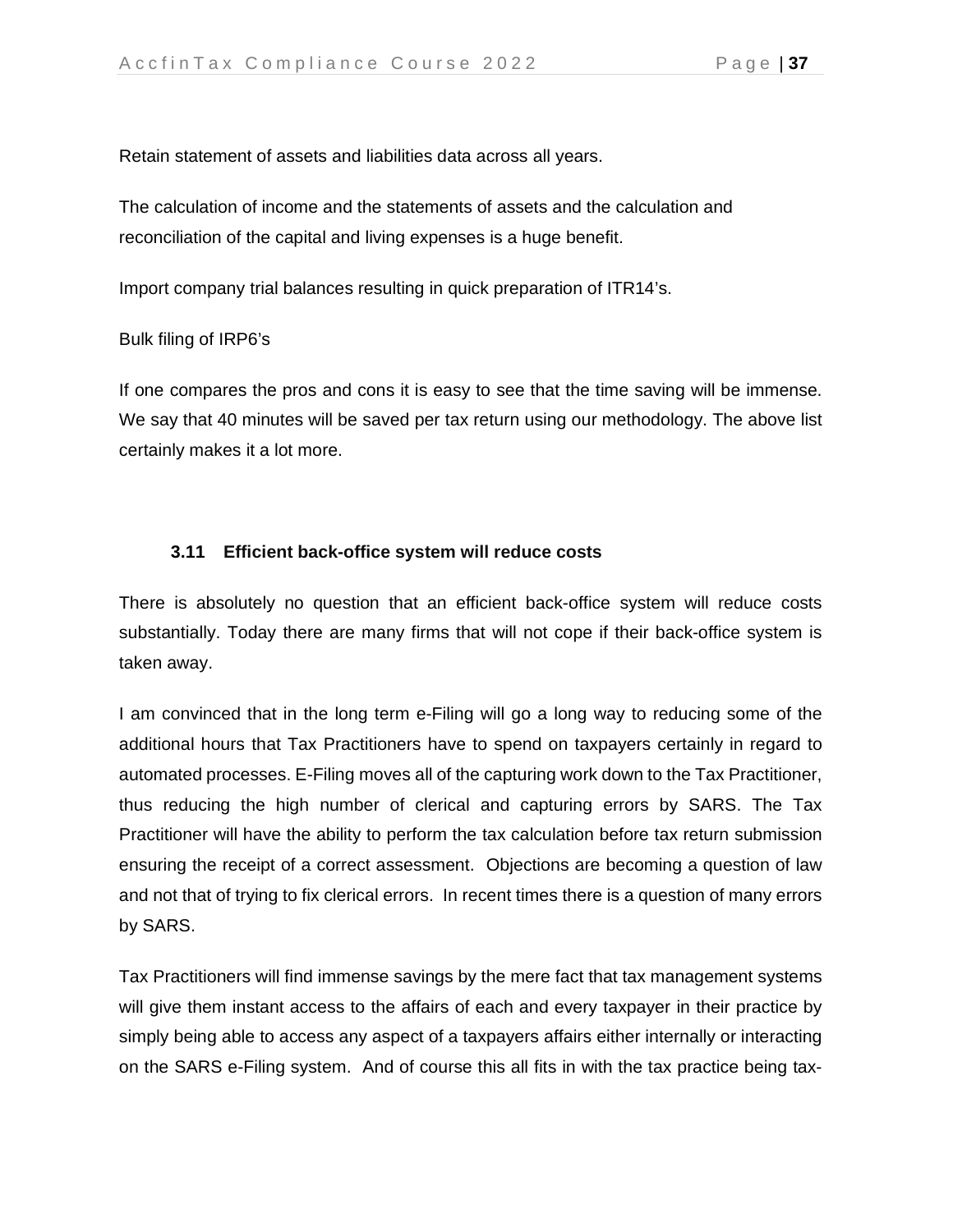Retain statement of assets and liabilities data across all years.

The calculation of income and the statements of assets and the calculation and reconciliation of the capital and living expenses is a huge benefit.

Import company trial balances resulting in quick preparation of ITR14's.

Bulk filing of IRP6's

If one compares the pros and cons it is easy to see that the time saving will be immense. We say that 40 minutes will be saved per tax return using our methodology. The above list certainly makes it a lot more.

### 3.11 Efficient back-office system will reduce costs

There is absolutely no question that an efficient back-office system will reduce costs substantially. Today there are many firms that will not cope if their back-office system is taken away.

I am convinced that in the long term e-Filing will go a long way to reducing some of the additional hours that Tax Practitioners have to spend on taxpayers certainly in regard to automated processes. E-Filing moves all of the capturing work down to the Tax Practitioner, thus reducing the high number of clerical and capturing errors by SARS. The Tax Practitioner will have the ability to perform the tax calculation before tax return submission ensuring the receipt of a correct assessment. Objections are becoming a question of law and not that of trying to fix clerical errors. In recent times there is a question of many errors by SARS.

Tax Practitioners will find immense savings by the mere fact that tax management systems will give them instant access to the affairs of each and every taxpayer in their practice by simply being able to access any aspect of a taxpayers affairs either internally or interacting on the SARS e-Filing system. And of course this all fits in with the tax practice being tax-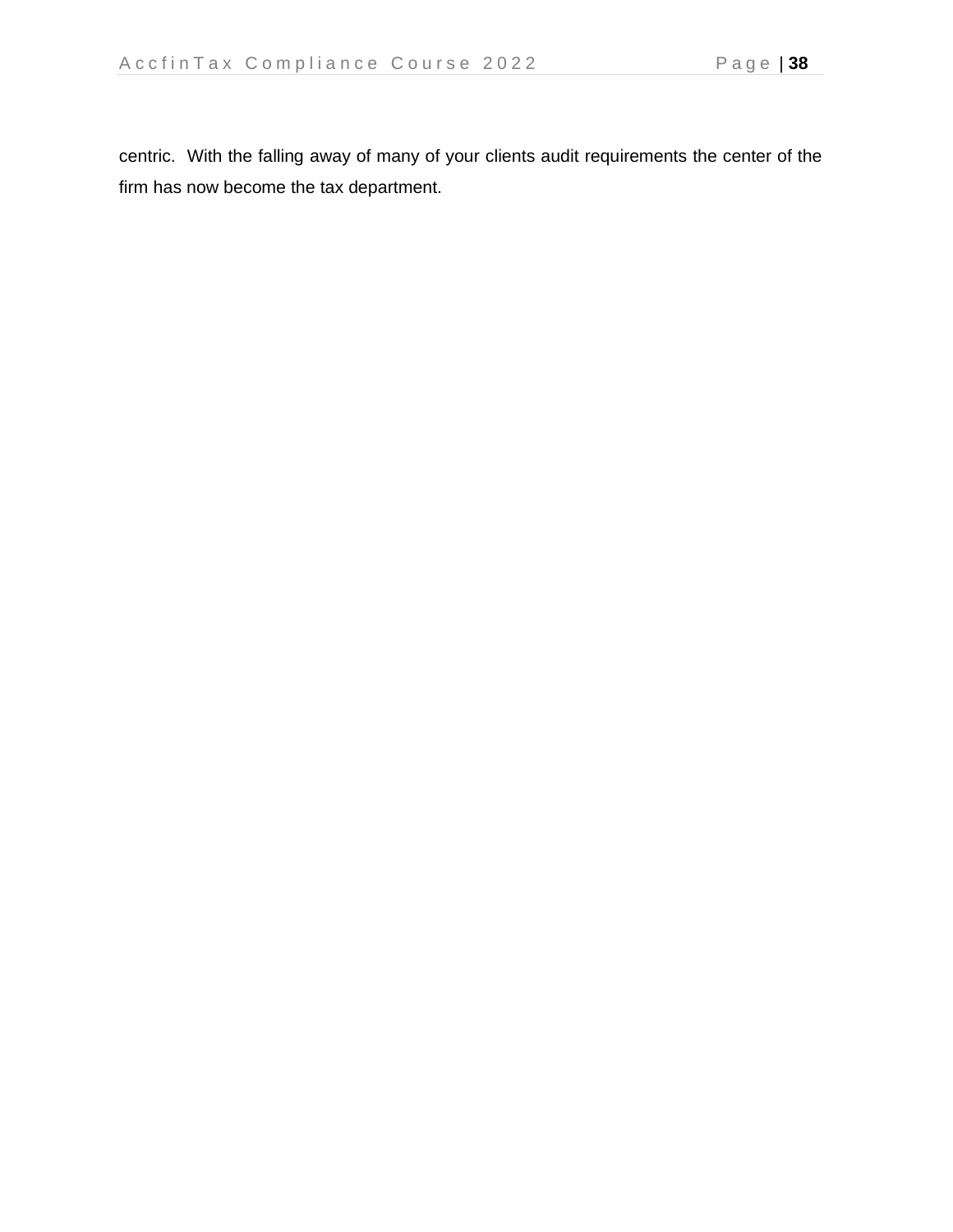centric. With the falling away of many of your clients audit requirements the center of the firm has now become the tax department.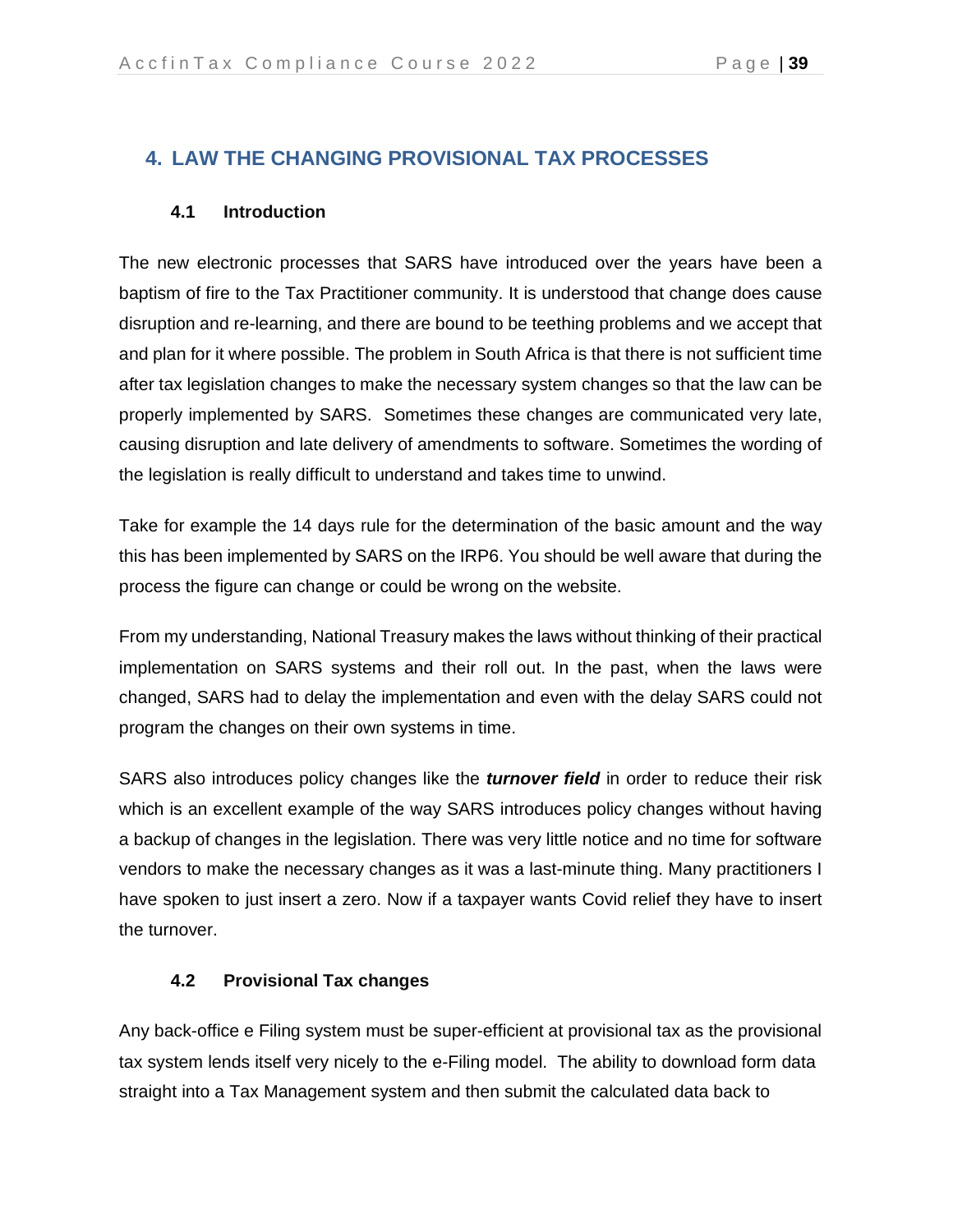## 4. LAW THE CHANGING PROVISIONAL TAX PROCESSES

### 4.1 Introduction

The new electronic processes that SARS have introduced over the years have been a baptism of fire to the Tax Practitioner community. It is understood that change does cause disruption and re-learning, and there are bound to be teething problems and we accept that and plan for it where possible. The problem in South Africa is that there is not sufficient time after tax legislation changes to make the necessary system changes so that the law can be properly implemented by SARS. Sometimes these changes are communicated very late, causing disruption and late delivery of amendments to software. Sometimes the wording of the legislation is really difficult to understand and takes time to unwind.

Take for example the 14 days rule for the determination of the basic amount and the way this has been implemented by SARS on the IRP6. You should be well aware that during the process the figure can change or could be wrong on the website.

From my understanding, National Treasury makes the laws without thinking of their practical implementation on SARS systems and their roll out. In the past, when the laws were changed, SARS had to delay the implementation and even with the delay SARS could not program the changes on their own systems in time.

SARS also introduces policy changes like the ***turnover field*** in order to reduce their risk which is an excellent example of the way SARS introduces policy changes without having a backup of changes in the legislation. There was very little notice and no time for software vendors to make the necessary changes as it was a last-minute thing. Many practitioners I have spoken to just insert a zero. Now if a taxpayer wants Covid relief they have to insert the turnover.

### 4.2 Provisional Tax changes

Any back-office e Filing system must be super-efficient at provisional tax as the provisional tax system lends itself very nicely to the e-Filing model. The ability to download form data straight into a Tax Management system and then submit the calculated data back to